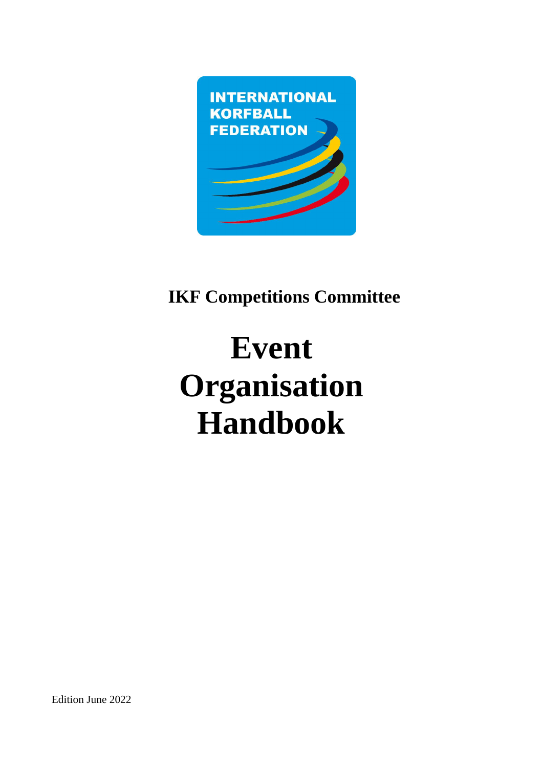INTERNATIONAL KORFBALL FEDERATION

## IKF Competitions Committee

# Event Organisation Handbook

Edition June 2022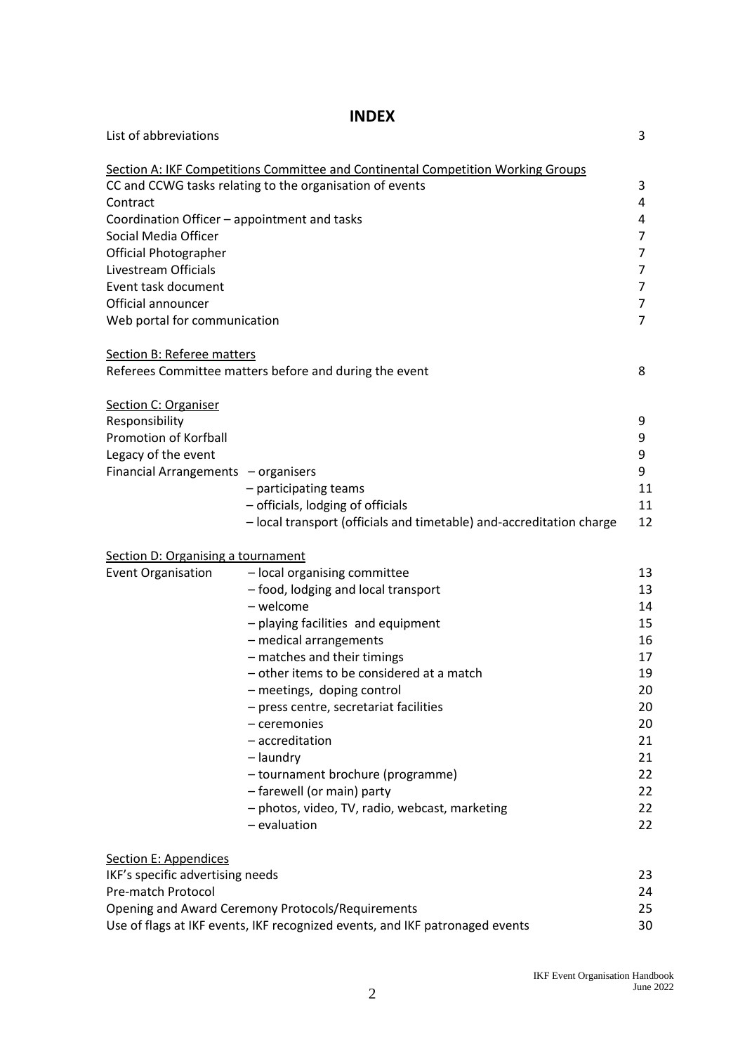# INDEX

| | | |
|---|---|---|
| List of abbreviations | | 3 |
| **Section A: IKF Competitions Committee and Continental Competition Working Groups** | | |
| CC and CCWG tasks relating to the organisation of events | | 3 |
| Contract | | 4 |
| Coordination Officer – appointment and tasks | | 4 |
| Social Media Officer | | 7 |
| Official Photographer | | 7 |
| Livestream Officials | | 7 |
| Event task document | | 7 |
| Official announcer | | 7 |
| Web portal for communication | | 7 |
| **Section B: Referee matters** | | |
| Referees Committee matters before and during the event | | 8 |
| **Section C: Organiser** | | |
| Responsibility | | 9 |
| Promotion of Korfball | | 9 |
| Legacy of the event | | 9 |
| Financial Arrangements | – organisers | 9 |
| | – participating teams | 11 |
| | – officials, lodging of officials | 11 |
| | – local transport (officials and timetable) and-accreditation charge | 12 |
| **Section D: Organising a tournament** | | |
| Event Organisation | – local organising committee | 13 |
| | – food, lodging and local transport | 13 |
| | – welcome | 14 |
| | – playing facilities and equipment | 15 |
| | – medical arrangements | 16 |
| | – matches and their timings | 17 |
| | – other items to be considered at a match | 19 |
| | – meetings, doping control | 20 |
| | – press centre, secretariat facilities | 20 |
| | – ceremonies | 20 |
| | – accreditation | 21 |
| | – laundry | 21 |
| | – tournament brochure (programme) | 22 |
| | – farewell (or main) party | 22 |
| | – photos, video, TV, radio, webcast, marketing | 22 |
| | – evaluation | 22 |
| **Section E: Appendices** | | |
| IKF's specific advertising needs | | 23 |
| Pre-match Protocol | | 24 |
| Opening and Award Ceremony Protocols/Requirements | | 25 |
| Use of flags at IKF events, IKF recognized events, and IKF patronaged events | | 30 |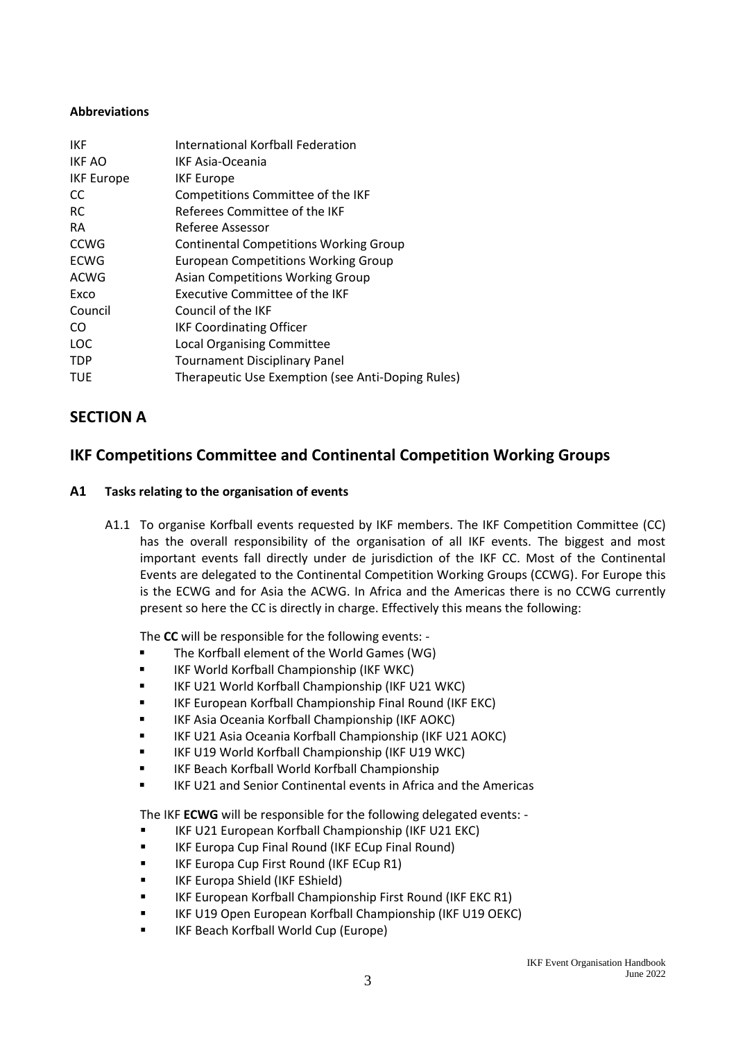**Abbreviations**

| | |
|---|---|
| IKF | International Korfball Federation |
| IKF AO | IKF Asia-Oceania |
| IKF Europe | IKF Europe |
| CC | Competitions Committee of the IKF |
| RC | Referees Committee of the IKF |
| RA | Referee Assessor |
| CCWG | Continental Competitions Working Group |
| ECWG | European Competitions Working Group |
| ACWG | Asian Competitions Working Group |
| Exco | Executive Committee of the IKF |
| Council | Council of the IKF |
| CO | IKF Coordinating Officer |
| LOC | Local Organising Committee |
| TDP | Tournament Disciplinary Panel |
| TUE | Therapeutic Use Exemption (see Anti-Doping Rules) |

# SECTION A

## IKF Competitions Committee and Continental Competition Working Groups

### A1 Tasks relating to the organisation of events

A1.1 To organise Korfball events requested by IKF members. The IKF Competition Committee (CC) has the overall responsibility of the organisation of all IKF events. The biggest and most important events fall directly under de jurisdiction of the IKF CC. Most of the Continental Events are delegated to the Continental Competition Working Groups (CCWG). For Europe this is the ECWG and for Asia the ACWG. In Africa and the Americas there is no CCWG currently present so here the CC is directly in charge. Effectively this means the following:

The **CC** will be responsible for the following events: -

- The Korfball element of the World Games (WG)
- IKF World Korfball Championship (IKF WKC)
- IKF U21 World Korfball Championship (IKF U21 WKC)
- IKF European Korfball Championship Final Round (IKF EKC)
- IKF Asia Oceania Korfball Championship (IKF AOKC)
- IKF U21 Asia Oceania Korfball Championship (IKF U21 AOKC)
- IKF U19 World Korfball Championship (IKF U19 WKC)
- IKF Beach Korfball World Korfball Championship
- IKF U21 and Senior Continental events in Africa and the Americas

The IKF **ECWG** will be responsible for the following delegated events: -

- IKF U21 European Korfball Championship (IKF U21 EKC)
- IKF Europa Cup Final Round (IKF ECup Final Round)
- IKF Europa Cup First Round (IKF ECup R1)
- IKF Europa Shield (IKF EShield)
- IKF European Korfball Championship First Round (IKF EKC R1)
- IKF U19 Open European Korfball Championship (IKF U19 OEKC)
- IKF Beach Korfball World Cup (Europe)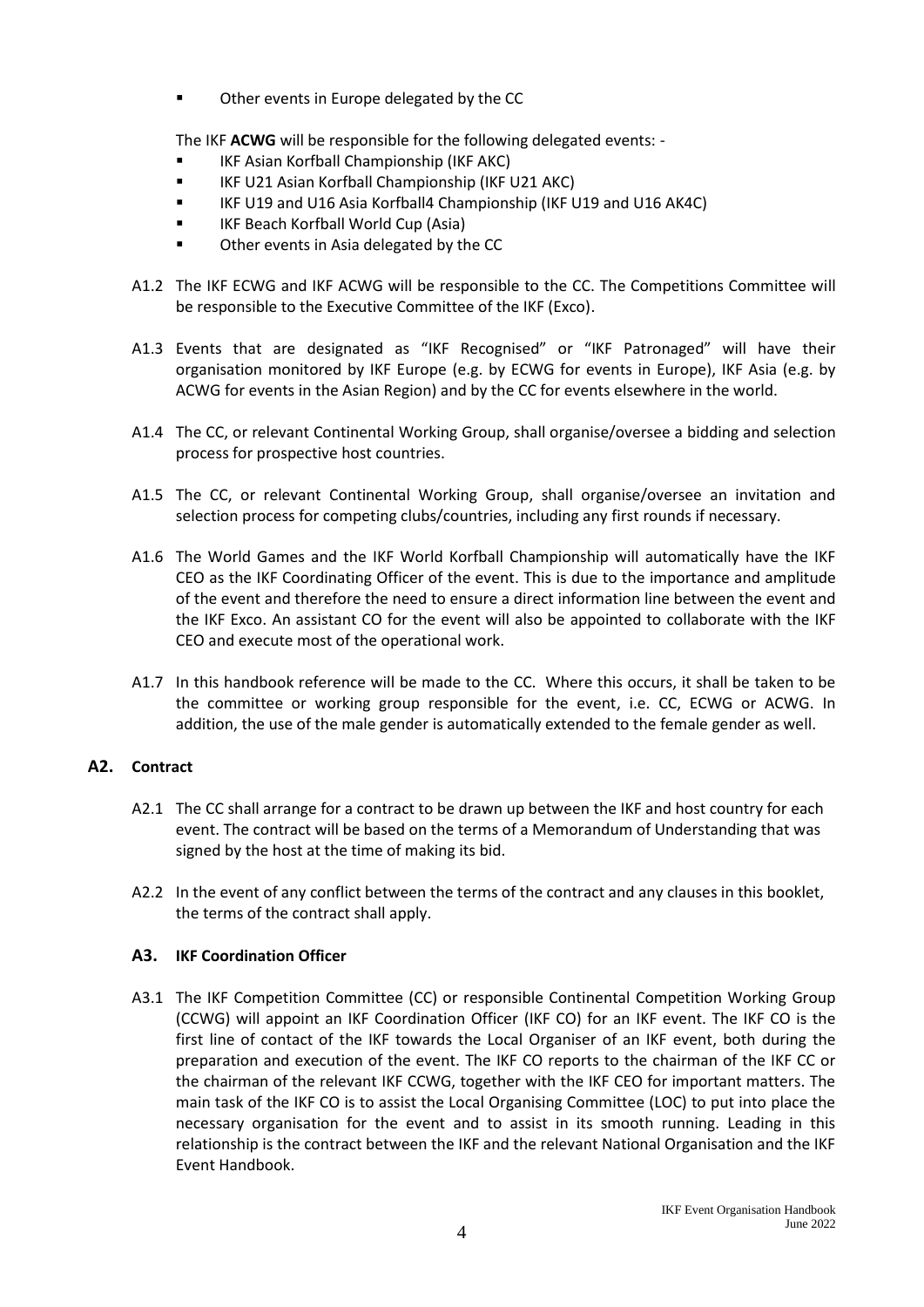- Other events in Europe delegated by the CC

The IKF **ACWG** will be responsible for the following delegated events: -

- IKF Asian Korfball Championship (IKF AKC)
- IKF U21 Asian Korfball Championship (IKF U21 AKC)
- IKF U19 and U16 Asia Korfball4 Championship (IKF U19 and U16 AK4C)
- IKF Beach Korfball World Cup (Asia)
- Other events in Asia delegated by the CC

A1.2 The IKF ECWG and IKF ACWG will be responsible to the CC. The Competitions Committee will be responsible to the Executive Committee of the IKF (Exco).

A1.3 Events that are designated as "IKF Recognised" or "IKF Patronaged" will have their organisation monitored by IKF Europe (e.g. by ECWG for events in Europe), IKF Asia (e.g. by ACWG for events in the Asian Region) and by the CC for events elsewhere in the world.

A1.4 The CC, or relevant Continental Working Group, shall organise/oversee a bidding and selection process for prospective host countries.

A1.5 The CC, or relevant Continental Working Group, shall organise/oversee an invitation and selection process for competing clubs/countries, including any first rounds if necessary.

A1.6 The World Games and the IKF World Korfball Championship will automatically have the IKF CEO as the IKF Coordinating Officer of the event. This is due to the importance and amplitude of the event and therefore the need to ensure a direct information line between the event and the IKF Exco. An assistant CO for the event will also be appointed to collaborate with the IKF CEO and execute most of the operational work.

A1.7 In this handbook reference will be made to the CC. Where this occurs, it shall be taken to be the committee or working group responsible for the event, i.e. CC, ECWG or ACWG. In addition, the use of the male gender is automatically extended to the female gender as well.

## A2. Contract

A2.1 The CC shall arrange for a contract to be drawn up between the IKF and host country for each event. The contract will be based on the terms of a Memorandum of Understanding that was signed by the host at the time of making its bid.

A2.2 In the event of any conflict between the terms of the contract and any clauses in this booklet, the terms of the contract shall apply.

### A3. IKF Coordination Officer

A3.1 The IKF Competition Committee (CC) or responsible Continental Competition Working Group (CCWG) will appoint an IKF Coordination Officer (IKF CO) for an IKF event. The IKF CO is the first line of contact of the IKF towards the Local Organiser of an IKF event, both during the preparation and execution of the event. The IKF CO reports to the chairman of the IKF CC or the chairman of the relevant IKF CCWG, together with the IKF CEO for important matters. The main task of the IKF CO is to assist the Local Organising Committee (LOC) to put into place the necessary organisation for the event and to assist in its smooth running. Leading in this relationship is the contract between the IKF and the relevant National Organisation and the IKF Event Handbook.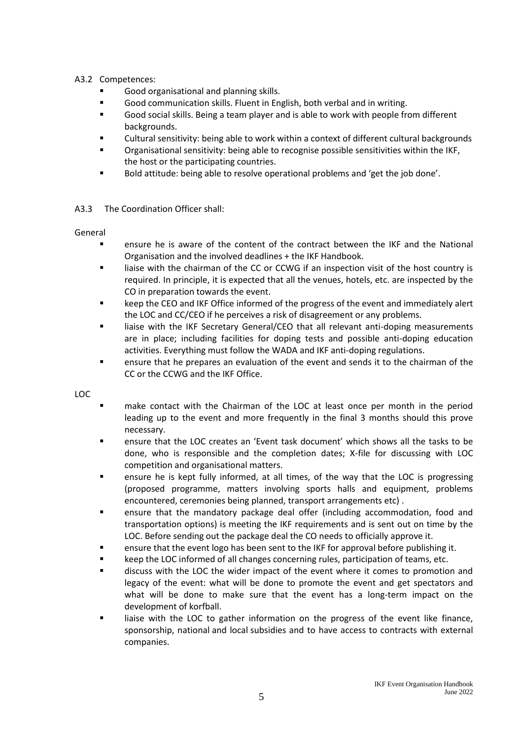A3.2 Competences:

- Good organisational and planning skills.
- Good communication skills. Fluent in English, both verbal and in writing.
- Good social skills. Being a team player and is able to work with people from different backgrounds.
- Cultural sensitivity: being able to work within a context of different cultural backgrounds
- Organisational sensitivity: being able to recognise possible sensitivities within the IKF, the host or the participating countries.
- Bold attitude: being able to resolve operational problems and 'get the job done'.

A3.3 The Coordination Officer shall:

General

- ensure he is aware of the content of the contract between the IKF and the National Organisation and the involved deadlines + the IKF Handbook.
- liaise with the chairman of the CC or CCWG if an inspection visit of the host country is required. In principle, it is expected that all the venues, hotels, etc. are inspected by the CO in preparation towards the event.
- keep the CEO and IKF Office informed of the progress of the event and immediately alert the LOC and CC/CEO if he perceives a risk of disagreement or any problems.
- liaise with the IKF Secretary General/CEO that all relevant anti-doping measurements are in place; including facilities for doping tests and possible anti-doping education activities. Everything must follow the WADA and IKF anti-doping regulations.
- ensure that he prepares an evaluation of the event and sends it to the chairman of the CC or the CCWG and the IKF Office.

LOC

- make contact with the Chairman of the LOC at least once per month in the period leading up to the event and more frequently in the final 3 months should this prove necessary.
- ensure that the LOC creates an 'Event task document' which shows all the tasks to be done, who is responsible and the completion dates; X-file for discussing with LOC competition and organisational matters.
- ensure he is kept fully informed, at all times, of the way that the LOC is progressing (proposed programme, matters involving sports halls and equipment, problems encountered, ceremonies being planned, transport arrangements etc) .
- ensure that the mandatory package deal offer (including accommodation, food and transportation options) is meeting the IKF requirements and is sent out on time by the LOC. Before sending out the package deal the CO needs to officially approve it.
- ensure that the event logo has been sent to the IKF for approval before publishing it.
- keep the LOC informed of all changes concerning rules, participation of teams, etc.
- discuss with the LOC the wider impact of the event where it comes to promotion and legacy of the event: what will be done to promote the event and get spectators and what will be done to make sure that the event has a long-term impact on the development of korfball.
- liaise with the LOC to gather information on the progress of the event like finance, sponsorship, national and local subsidies and to have access to contracts with external companies.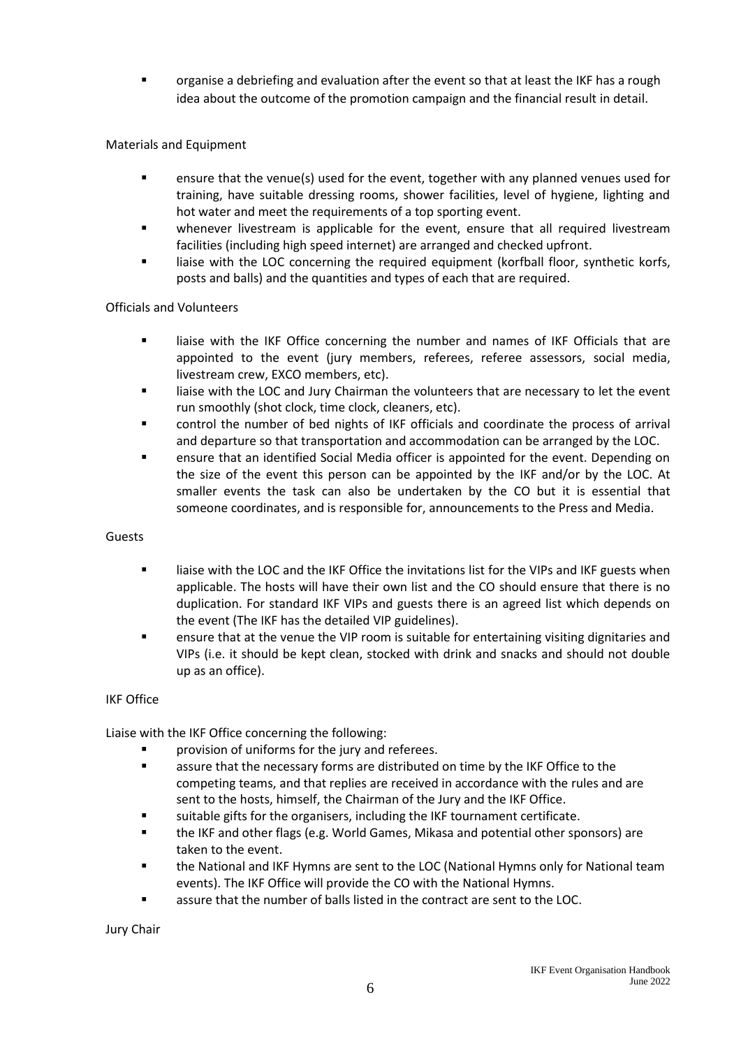- organise a debriefing and evaluation after the event so that at least the IKF has a rough idea about the outcome of the promotion campaign and the financial result in detail.

Materials and Equipment

- ensure that the venue(s) used for the event, together with any planned venues used for training, have suitable dressing rooms, shower facilities, level of hygiene, lighting and hot water and meet the requirements of a top sporting event.
- whenever livestream is applicable for the event, ensure that all required livestream facilities (including high speed internet) are arranged and checked upfront.
- liaise with the LOC concerning the required equipment (korfball floor, synthetic korfs, posts and balls) and the quantities and types of each that are required.

Officials and Volunteers

- liaise with the IKF Office concerning the number and names of IKF Officials that are appointed to the event (jury members, referees, referee assessors, social media, livestream crew, EXCO members, etc).
- liaise with the LOC and Jury Chairman the volunteers that are necessary to let the event run smoothly (shot clock, time clock, cleaners, etc).
- control the number of bed nights of IKF officials and coordinate the process of arrival and departure so that transportation and accommodation can be arranged by the LOC.
- ensure that an identified Social Media officer is appointed for the event. Depending on the size of the event this person can be appointed by the IKF and/or by the LOC. At smaller events the task can also be undertaken by the CO but it is essential that someone coordinates, and is responsible for, announcements to the Press and Media.

Guests

- liaise with the LOC and the IKF Office the invitations list for the VIPs and IKF guests when applicable. The hosts will have their own list and the CO should ensure that there is no duplication. For standard IKF VIPs and guests there is an agreed list which depends on the event (The IKF has the detailed VIP guidelines).
- ensure that at the venue the VIP room is suitable for entertaining visiting dignitaries and VIPs (i.e. it should be kept clean, stocked with drink and snacks and should not double up as an office).

IKF Office

Liaise with the IKF Office concerning the following:

- provision of uniforms for the jury and referees.
- assure that the necessary forms are distributed on time by the IKF Office to the competing teams, and that replies are received in accordance with the rules and are sent to the hosts, himself, the Chairman of the Jury and the IKF Office.
- suitable gifts for the organisers, including the IKF tournament certificate.
- the IKF and other flags (e.g. World Games, Mikasa and potential other sponsors) are taken to the event.
- the National and IKF Hymns are sent to the LOC (National Hymns only for National team events). The IKF Office will provide the CO with the National Hymns.
- assure that the number of balls listed in the contract are sent to the LOC.

Jury Chair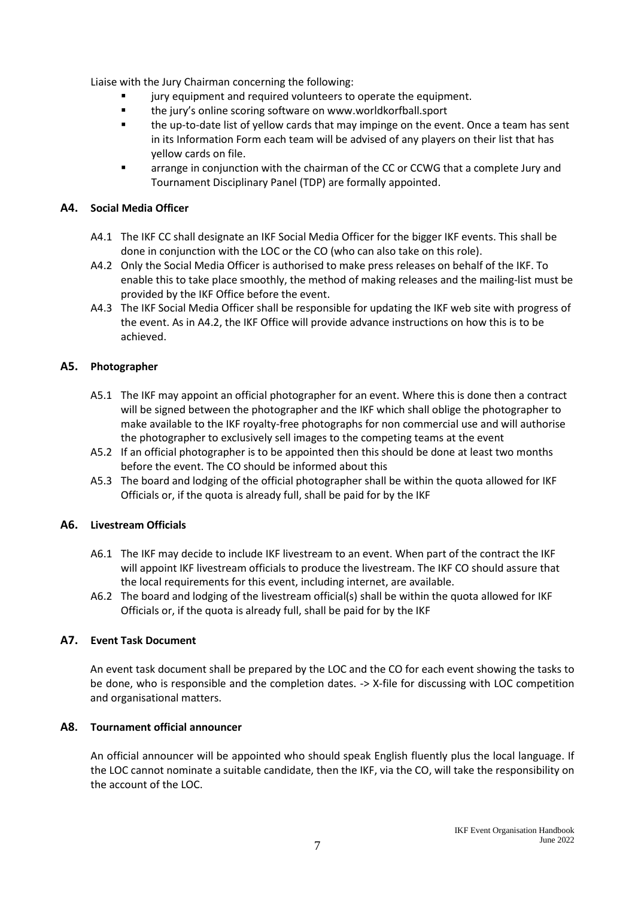Liaise with the Jury Chairman concerning the following:

- jury equipment and required volunteers to operate the equipment.
- the jury's online scoring software on www.worldkorfball.sport
- the up-to-date list of yellow cards that may impinge on the event. Once a team has sent in its Information Form each team will be advised of any players on their list that has yellow cards on file.
- arrange in conjunction with the chairman of the CC or CCWG that a complete Jury and Tournament Disciplinary Panel (TDP) are formally appointed.

### A4. Social Media Officer

A4.1 The IKF CC shall designate an IKF Social Media Officer for the bigger IKF events. This shall be done in conjunction with the LOC or the CO (who can also take on this role).

A4.2 Only the Social Media Officer is authorised to make press releases on behalf of the IKF. To enable this to take place smoothly, the method of making releases and the mailing-list must be provided by the IKF Office before the event.

A4.3 The IKF Social Media Officer shall be responsible for updating the IKF web site with progress of the event. As in A4.2, the IKF Office will provide advance instructions on how this is to be achieved.

### A5. Photographer

A5.1 The IKF may appoint an official photographer for an event. Where this is done then a contract will be signed between the photographer and the IKF which shall oblige the photographer to make available to the IKF royalty-free photographs for non commercial use and will authorise the photographer to exclusively sell images to the competing teams at the event

A5.2 If an official photographer is to be appointed then this should be done at least two months before the event. The CO should be informed about this

A5.3 The board and lodging of the official photographer shall be within the quota allowed for IKF Officials or, if the quota is already full, shall be paid for by the IKF

### A6. Livestream Officials

A6.1 The IKF may decide to include IKF livestream to an event. When part of the contract the IKF will appoint IKF livestream officials to produce the livestream. The IKF CO should assure that the local requirements for this event, including internet, are available.

A6.2 The board and lodging of the livestream official(s) shall be within the quota allowed for IKF Officials or, if the quota is already full, shall be paid for by the IKF

### A7. Event Task Document

An event task document shall be prepared by the LOC and the CO for each event showing the tasks to be done, who is responsible and the completion dates. -> X-file for discussing with LOC competition and organisational matters.

### A8. Tournament official announcer

An official announcer will be appointed who should speak English fluently plus the local language. If the LOC cannot nominate a suitable candidate, then the IKF, via the CO, will take the responsibility on the account of the LOC.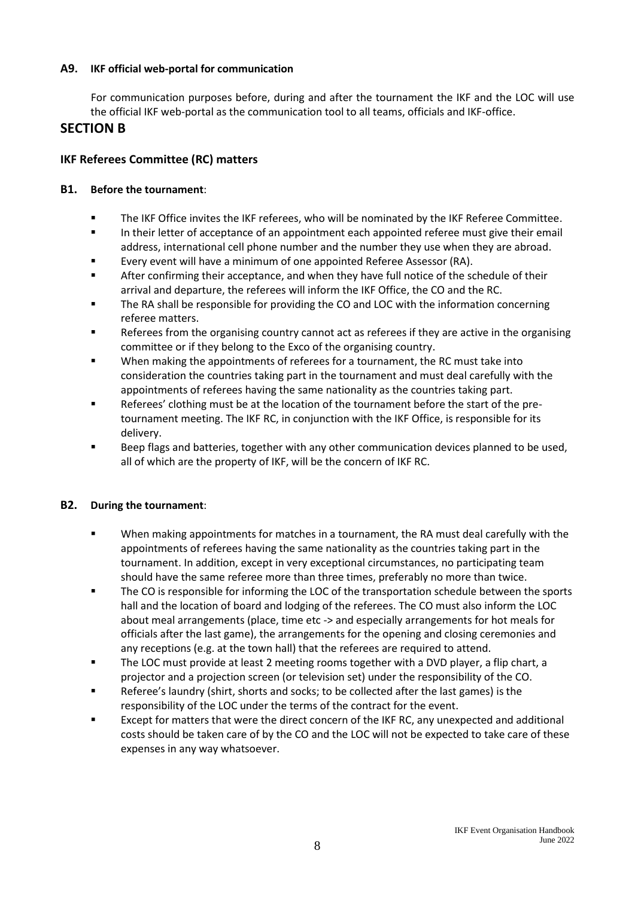### A9. IKF official web-portal for communication

For communication purposes before, during and after the tournament the IKF and the LOC will use the official IKF web-portal as the communication tool to all teams, officials and IKF-office.

## SECTION B

### IKF Referees Committee (RC) matters

### B1. Before the tournament:

- The IKF Office invites the IKF referees, who will be nominated by the IKF Referee Committee.
- In their letter of acceptance of an appointment each appointed referee must give their email address, international cell phone number and the number they use when they are abroad.
- Every event will have a minimum of one appointed Referee Assessor (RA).
- After confirming their acceptance, and when they have full notice of the schedule of their arrival and departure, the referees will inform the IKF Office, the CO and the RC.
- The RA shall be responsible for providing the CO and LOC with the information concerning referee matters.
- Referees from the organising country cannot act as referees if they are active in the organising committee or if they belong to the Exco of the organising country.
- When making the appointments of referees for a tournament, the RC must take into consideration the countries taking part in the tournament and must deal carefully with the appointments of referees having the same nationality as the countries taking part.
- Referees' clothing must be at the location of the tournament before the start of the pre-tournament meeting. The IKF RC, in conjunction with the IKF Office, is responsible for its delivery.
- Beep flags and batteries, together with any other communication devices planned to be used, all of which are the property of IKF, will be the concern of IKF RC.

### B2. During the tournament:

- When making appointments for matches in a tournament, the RA must deal carefully with the appointments of referees having the same nationality as the countries taking part in the tournament. In addition, except in very exceptional circumstances, no participating team should have the same referee more than three times, preferably no more than twice.
- The CO is responsible for informing the LOC of the transportation schedule between the sports hall and the location of board and lodging of the referees. The CO must also inform the LOC about meal arrangements (place, time etc -> and especially arrangements for hot meals for officials after the last game), the arrangements for the opening and closing ceremonies and any receptions (e.g. at the town hall) that the referees are required to attend.
- The LOC must provide at least 2 meeting rooms together with a DVD player, a flip chart, a projector and a projection screen (or television set) under the responsibility of the CO.
- Referee's laundry (shirt, shorts and socks; to be collected after the last games) is the responsibility of the LOC under the terms of the contract for the event.
- Except for matters that were the direct concern of the IKF RC, any unexpected and additional costs should be taken care of by the CO and the LOC will not be expected to take care of these expenses in any way whatsoever.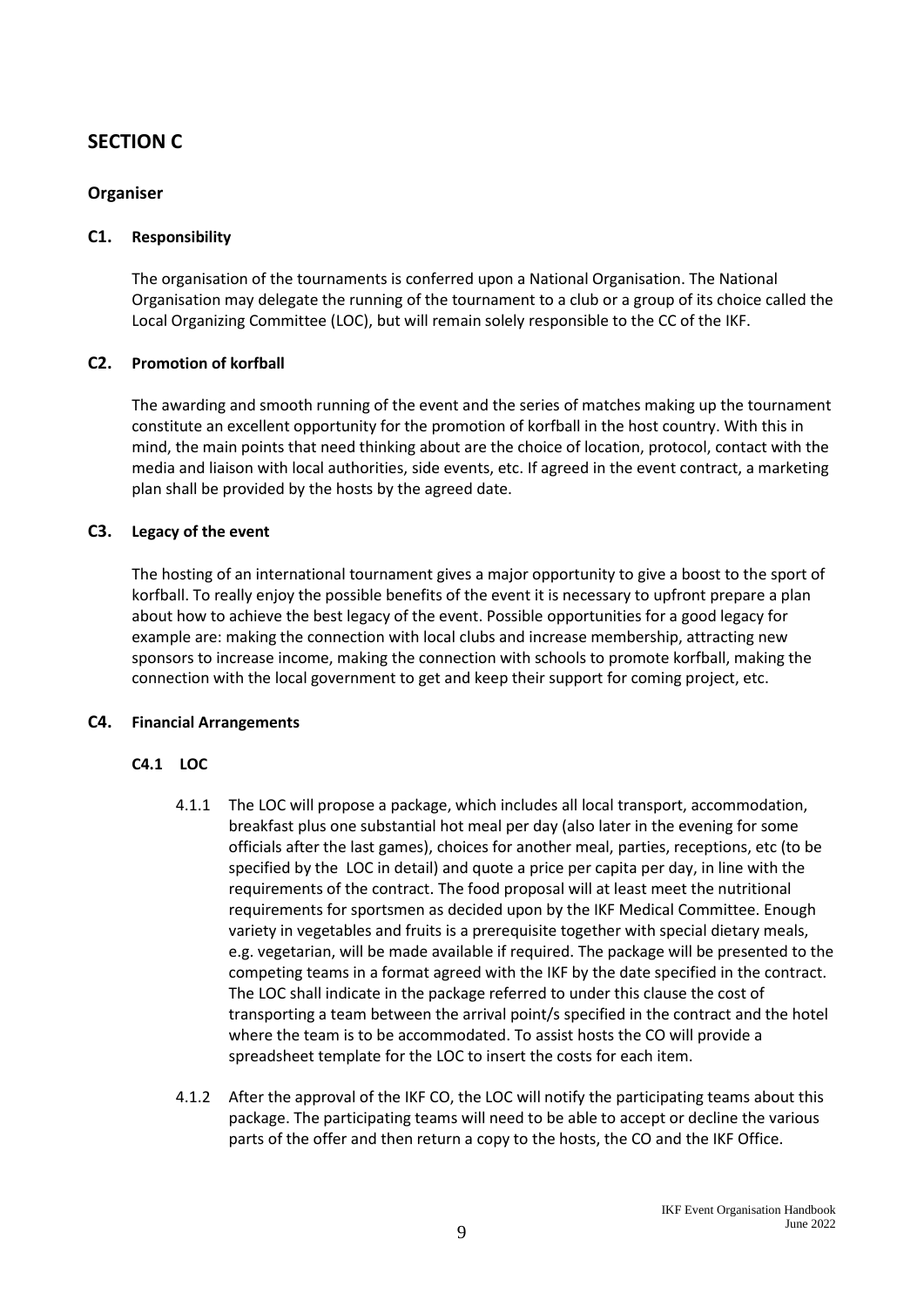# SECTION C

## Organiser

### C1. Responsibility

The organisation of the tournaments is conferred upon a National Organisation. The National Organisation may delegate the running of the tournament to a club or a group of its choice called the Local Organizing Committee (LOC), but will remain solely responsible to the CC of the IKF.

### C2. Promotion of korfball

The awarding and smooth running of the event and the series of matches making up the tournament constitute an excellent opportunity for the promotion of korfball in the host country. With this in mind, the main points that need thinking about are the choice of location, protocol, contact with the media and liaison with local authorities, side events, etc. If agreed in the event contract, a marketing plan shall be provided by the hosts by the agreed date.

### C3. Legacy of the event

The hosting of an international tournament gives a major opportunity to give a boost to the sport of korfball. To really enjoy the possible benefits of the event it is necessary to upfront prepare a plan about how to achieve the best legacy of the event. Possible opportunities for a good legacy for example are: making the connection with local clubs and increase membership, attracting new sponsors to increase income, making the connection with schools to promote korfball, making the connection with the local government to get and keep their support for coming project, etc.

### C4. Financial Arrangements

#### C4.1 LOC

4.1.1 The LOC will propose a package, which includes all local transport, accommodation, breakfast plus one substantial hot meal per day (also later in the evening for some officials after the last games), choices for another meal, parties, receptions, etc (to be specified by the LOC in detail) and quote a price per capita per day, in line with the requirements of the contract. The food proposal will at least meet the nutritional requirements for sportsmen as decided upon by the IKF Medical Committee. Enough variety in vegetables and fruits is a prerequisite together with special dietary meals, e.g. vegetarian, will be made available if required. The package will be presented to the competing teams in a format agreed with the IKF by the date specified in the contract. The LOC shall indicate in the package referred to under this clause the cost of transporting a team between the arrival point/s specified in the contract and the hotel where the team is to be accommodated. To assist hosts the CO will provide a spreadsheet template for the LOC to insert the costs for each item.

4.1.2 After the approval of the IKF CO, the LOC will notify the participating teams about this package. The participating teams will need to be able to accept or decline the various parts of the offer and then return a copy to the hosts, the CO and the IKF Office.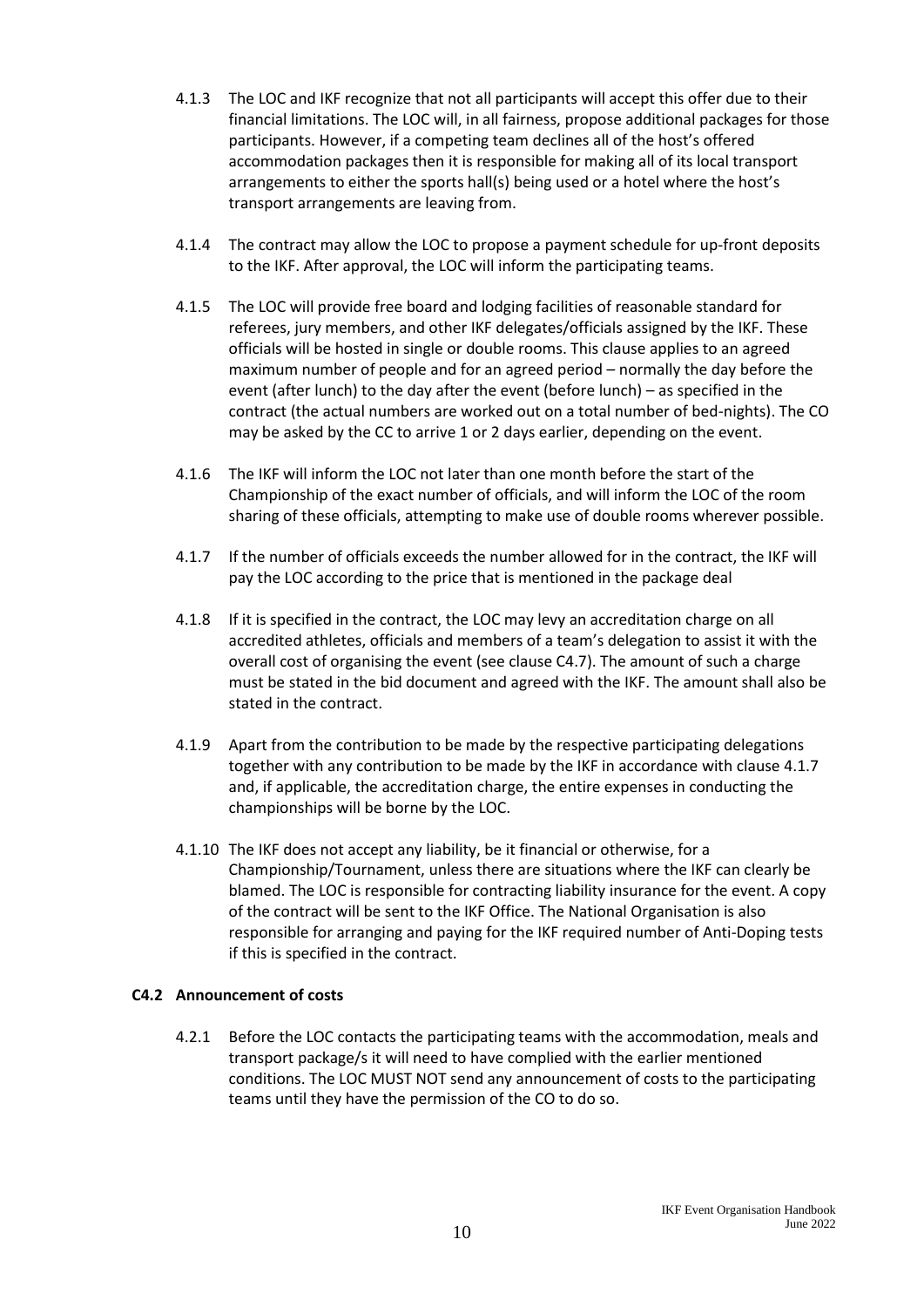4.1.3 The LOC and IKF recognize that not all participants will accept this offer due to their financial limitations. The LOC will, in all fairness, propose additional packages for those participants. However, if a competing team declines all of the host's offered accommodation packages then it is responsible for making all of its local transport arrangements to either the sports hall(s) being used or a hotel where the host's transport arrangements are leaving from.

4.1.4 The contract may allow the LOC to propose a payment schedule for up-front deposits to the IKF. After approval, the LOC will inform the participating teams.

4.1.5 The LOC will provide free board and lodging facilities of reasonable standard for referees, jury members, and other IKF delegates/officials assigned by the IKF. These officials will be hosted in single or double rooms. This clause applies to an agreed maximum number of people and for an agreed period – normally the day before the event (after lunch) to the day after the event (before lunch) – as specified in the contract (the actual numbers are worked out on a total number of bed-nights). The CO may be asked by the CC to arrive 1 or 2 days earlier, depending on the event.

4.1.6 The IKF will inform the LOC not later than one month before the start of the Championship of the exact number of officials, and will inform the LOC of the room sharing of these officials, attempting to make use of double rooms wherever possible.

4.1.7 If the number of officials exceeds the number allowed for in the contract, the IKF will pay the LOC according to the price that is mentioned in the package deal

4.1.8 If it is specified in the contract, the LOC may levy an accreditation charge on all accredited athletes, officials and members of a team's delegation to assist it with the overall cost of organising the event (see clause C4.7). The amount of such a charge must be stated in the bid document and agreed with the IKF. The amount shall also be stated in the contract.

4.1.9 Apart from the contribution to be made by the respective participating delegations together with any contribution to be made by the IKF in accordance with clause 4.1.7 and, if applicable, the accreditation charge, the entire expenses in conducting the championships will be borne by the LOC.

4.1.10 The IKF does not accept any liability, be it financial or otherwise, for a Championship/Tournament, unless there are situations where the IKF can clearly be blamed. The LOC is responsible for contracting liability insurance for the event. A copy of the contract will be sent to the IKF Office. The National Organisation is also responsible for arranging and paying for the IKF required number of Anti-Doping tests if this is specified in the contract.

### C4.2 Announcement of costs

4.2.1 Before the LOC contacts the participating teams with the accommodation, meals and transport package/s it will need to have complied with the earlier mentioned conditions. The LOC MUST NOT send any announcement of costs to the participating teams until they have the permission of the CO to do so.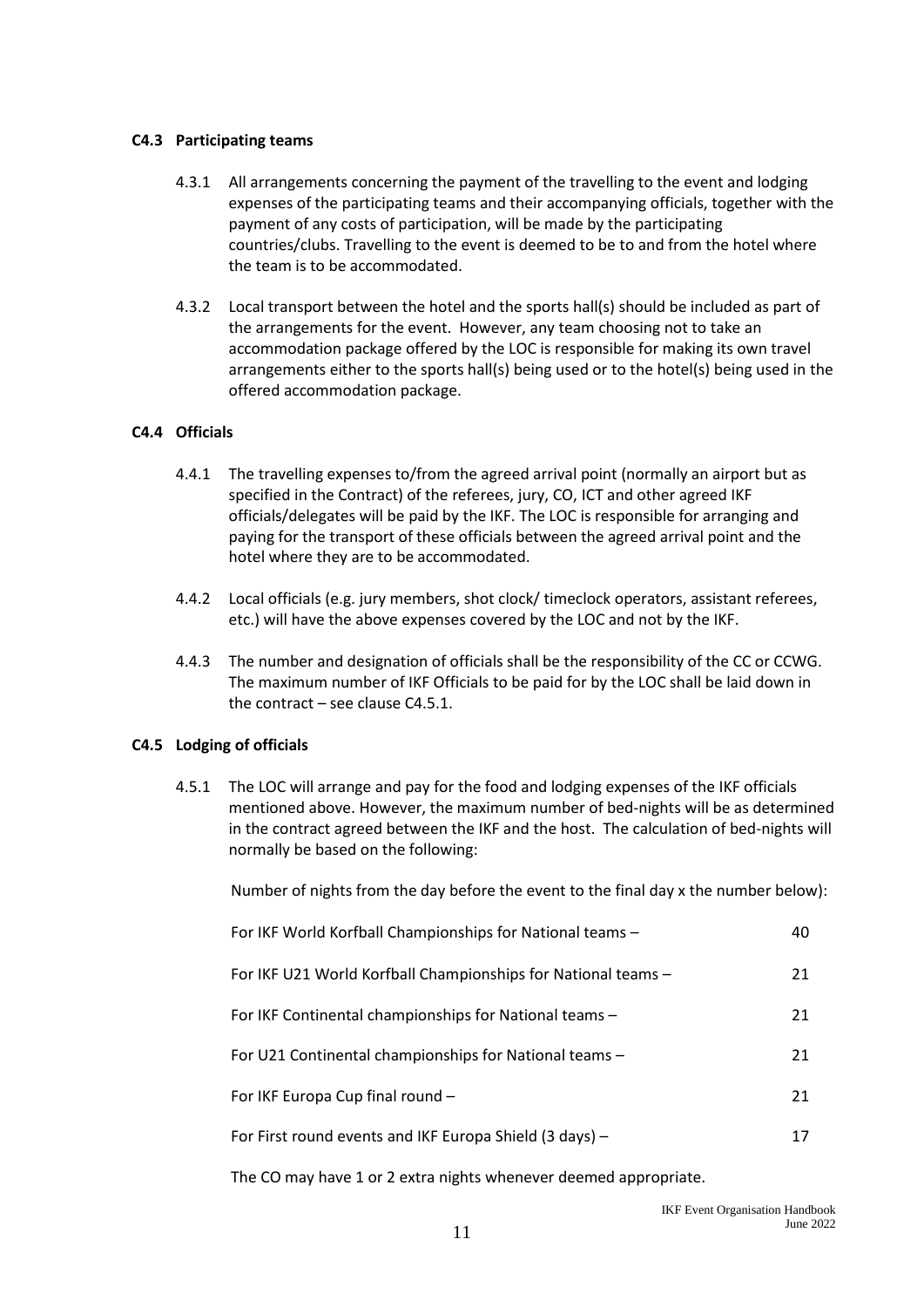### C4.3 Participating teams

4.3.1 All arrangements concerning the payment of the travelling to the event and lodging expenses of the participating teams and their accompanying officials, together with the payment of any costs of participation, will be made by the participating countries/clubs. Travelling to the event is deemed to be to and from the hotel where the team is to be accommodated.

4.3.2 Local transport between the hotel and the sports hall(s) should be included as part of the arrangements for the event. However, any team choosing not to take an accommodation package offered by the LOC is responsible for making its own travel arrangements either to the sports hall(s) being used or to the hotel(s) being used in the offered accommodation package.

### C4.4 Officials

4.4.1 The travelling expenses to/from the agreed arrival point (normally an airport but as specified in the Contract) of the referees, jury, CO, ICT and other agreed IKF officials/delegates will be paid by the IKF. The LOC is responsible for arranging and paying for the transport of these officials between the agreed arrival point and the hotel where they are to be accommodated.

4.4.2 Local officials (e.g. jury members, shot clock/ timeclock operators, assistant referees, etc.) will have the above expenses covered by the LOC and not by the IKF.

4.4.3 The number and designation of officials shall be the responsibility of the CC or CCWG. The maximum number of IKF Officials to be paid for by the LOC shall be laid down in the contract – see clause C4.5.1.

### C4.5 Lodging of officials

4.5.1 The LOC will arrange and pay for the food and lodging expenses of the IKF officials mentioned above. However, the maximum number of bed-nights will be as determined in the contract agreed between the IKF and the host. The calculation of bed-nights will normally be based on the following:

Number of nights from the day before the event to the final day x the number below):

| | |
|---|---|
| For IKF World Korfball Championships for National teams – | 40 |
| For IKF U21 World Korfball Championships for National teams – | 21 |
| For IKF Continental championships for National teams – | 21 |
| For U21 Continental championships for National teams – | 21 |
| For IKF Europa Cup final round – | 21 |
| For First round events and IKF Europa Shield (3 days) – | 17 |

The CO may have 1 or 2 extra nights whenever deemed appropriate.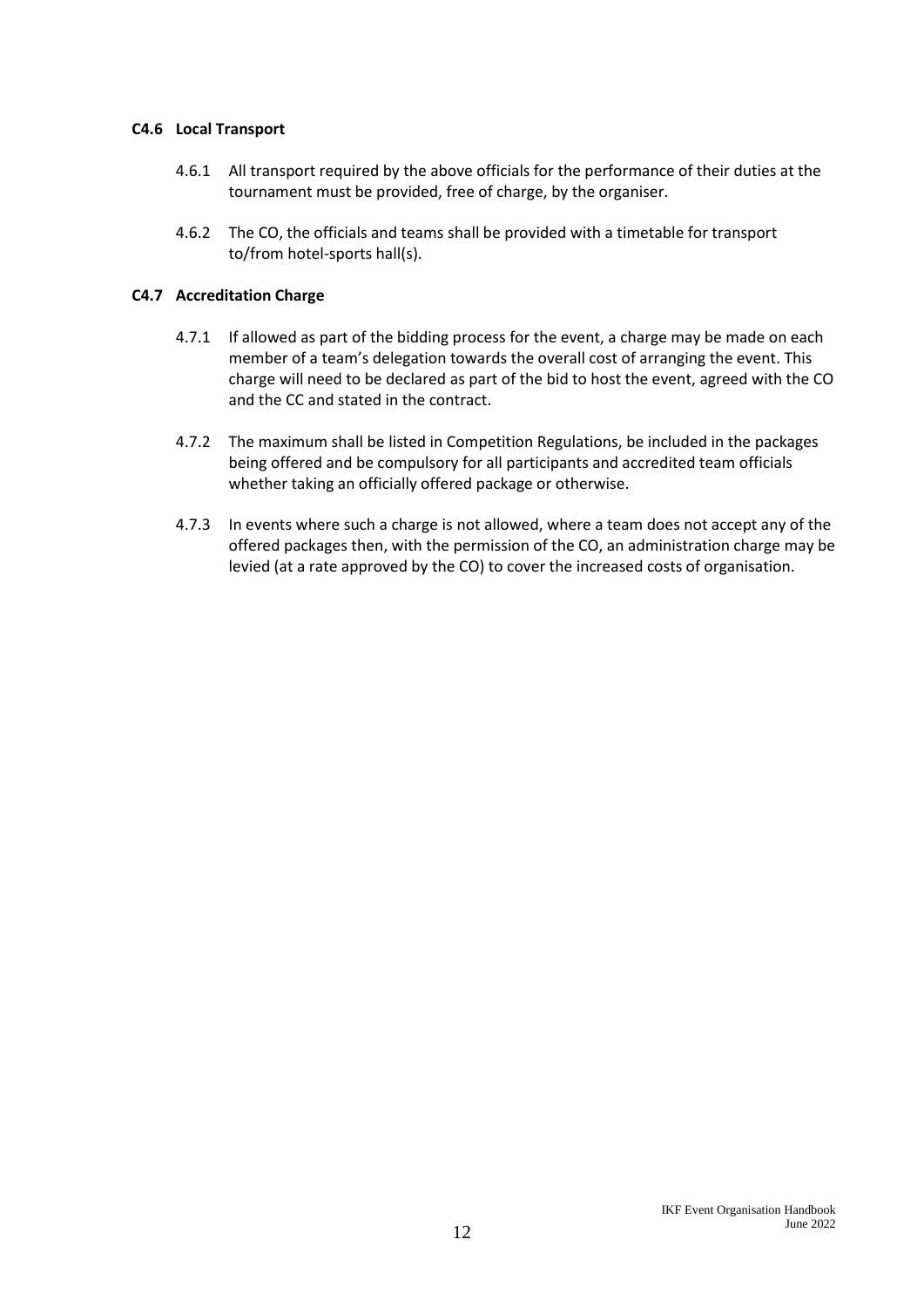### C4.6 Local Transport

4.6.1 All transport required by the above officials for the performance of their duties at the tournament must be provided, free of charge, by the organiser.

4.6.2 The CO, the officials and teams shall be provided with a timetable for transport to/from hotel-sports hall(s).

### C4.7 Accreditation Charge

4.7.1 If allowed as part of the bidding process for the event, a charge may be made on each member of a team's delegation towards the overall cost of arranging the event. This charge will need to be declared as part of the bid to host the event, agreed with the CO and the CC and stated in the contract.

4.7.2 The maximum shall be listed in Competition Regulations, be included in the packages being offered and be compulsory for all participants and accredited team officials whether taking an officially offered package or otherwise.

4.7.3 In events where such a charge is not allowed, where a team does not accept any of the offered packages then, with the permission of the CO, an administration charge may be levied (at a rate approved by the CO) to cover the increased costs of organisation.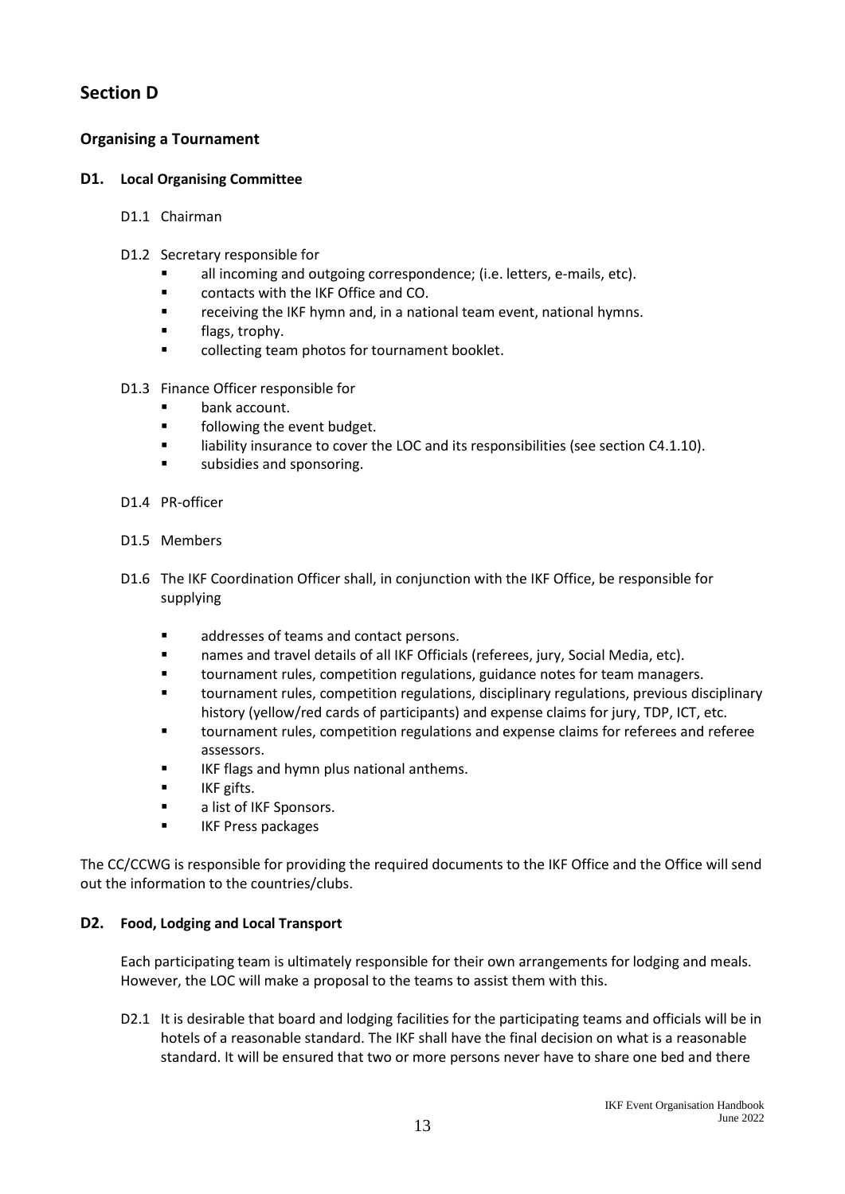# Section D

## Organising a Tournament

### D1. Local Organising Committee

D1.1 Chairman

D1.2 Secretary responsible for

- all incoming and outgoing correspondence; (i.e. letters, e-mails, etc).
- contacts with the IKF Office and CO.
- receiving the IKF hymn and, in a national team event, national hymns.
- flags, trophy.
- collecting team photos for tournament booklet.

D1.3 Finance Officer responsible for

- bank account.
- following the event budget.
- liability insurance to cover the LOC and its responsibilities (see section C4.1.10).
- subsidies and sponsoring.

D1.4 PR-officer

D1.5 Members

D1.6 The IKF Coordination Officer shall, in conjunction with the IKF Office, be responsible for supplying

- addresses of teams and contact persons.
- names and travel details of all IKF Officials (referees, jury, Social Media, etc).
- tournament rules, competition regulations, guidance notes for team managers.
- tournament rules, competition regulations, disciplinary regulations, previous disciplinary history (yellow/red cards of participants) and expense claims for jury, TDP, ICT, etc.
- tournament rules, competition regulations and expense claims for referees and referee assessors.
- IKF flags and hymn plus national anthems.
- IKF gifts.
- a list of IKF Sponsors.
- IKF Press packages

The CC/CCWG is responsible for providing the required documents to the IKF Office and the Office will send out the information to the countries/clubs.

### D2. Food, Lodging and Local Transport

Each participating team is ultimately responsible for their own arrangements for lodging and meals. However, the LOC will make a proposal to the teams to assist them with this.

D2.1 It is desirable that board and lodging facilities for the participating teams and officials will be in hotels of a reasonable standard. The IKF shall have the final decision on what is a reasonable standard. It will be ensured that two or more persons never have to share one bed and there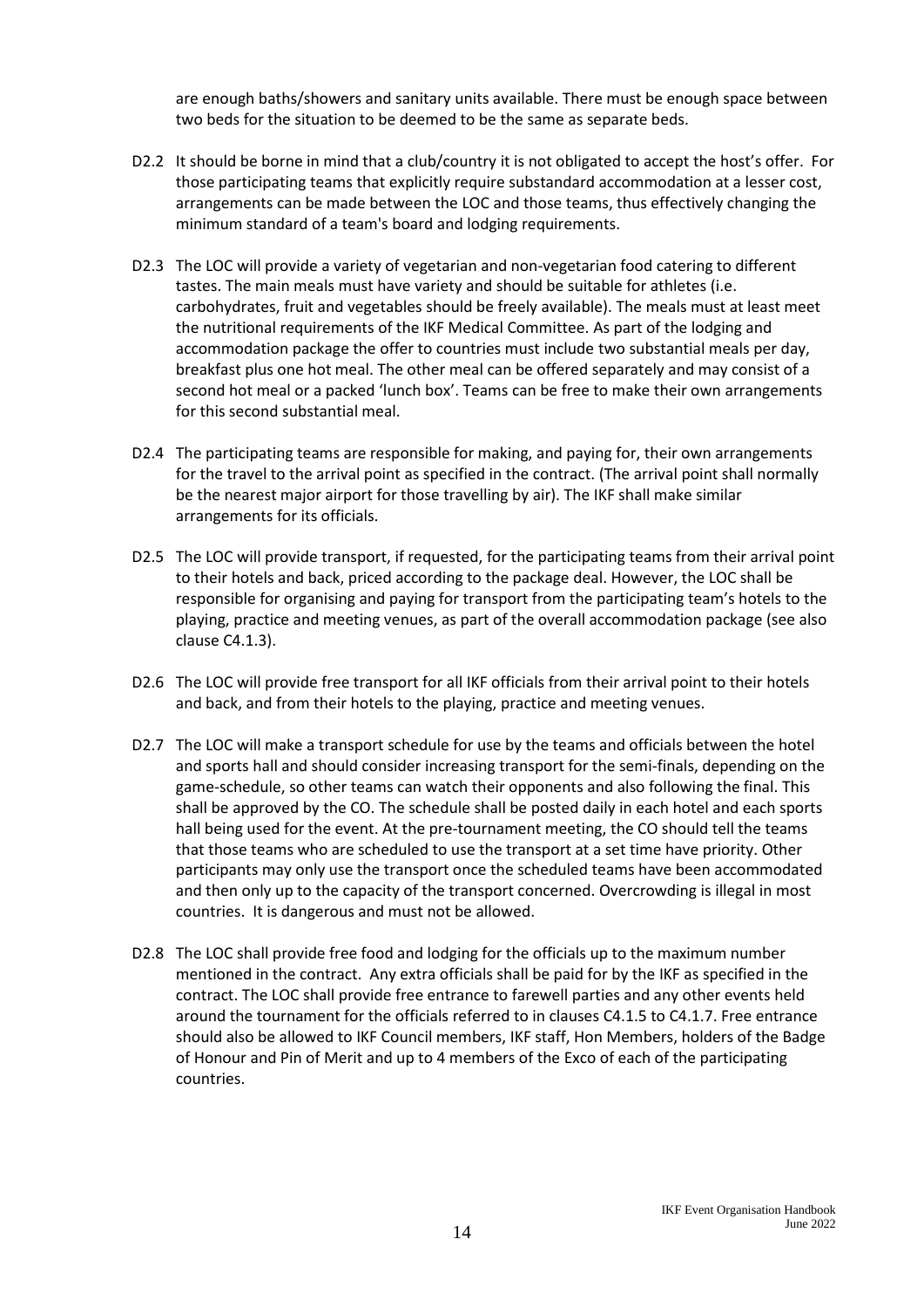are enough baths/showers and sanitary units available. There must be enough space between two beds for the situation to be deemed to be the same as separate beds.

D2.2 It should be borne in mind that a club/country it is not obligated to accept the host's offer. For those participating teams that explicitly require substandard accommodation at a lesser cost, arrangements can be made between the LOC and those teams, thus effectively changing the minimum standard of a team's board and lodging requirements.

D2.3 The LOC will provide a variety of vegetarian and non-vegetarian food catering to different tastes. The main meals must have variety and should be suitable for athletes (i.e. carbohydrates, fruit and vegetables should be freely available). The meals must at least meet the nutritional requirements of the IKF Medical Committee. As part of the lodging and accommodation package the offer to countries must include two substantial meals per day, breakfast plus one hot meal. The other meal can be offered separately and may consist of a second hot meal or a packed 'lunch box'. Teams can be free to make their own arrangements for this second substantial meal.

D2.4 The participating teams are responsible for making, and paying for, their own arrangements for the travel to the arrival point as specified in the contract. (The arrival point shall normally be the nearest major airport for those travelling by air). The IKF shall make similar arrangements for its officials.

D2.5 The LOC will provide transport, if requested, for the participating teams from their arrival point to their hotels and back, priced according to the package deal. However, the LOC shall be responsible for organising and paying for transport from the participating team's hotels to the playing, practice and meeting venues, as part of the overall accommodation package (see also clause C4.1.3).

D2.6 The LOC will provide free transport for all IKF officials from their arrival point to their hotels and back, and from their hotels to the playing, practice and meeting venues.

D2.7 The LOC will make a transport schedule for use by the teams and officials between the hotel and sports hall and should consider increasing transport for the semi-finals, depending on the game-schedule, so other teams can watch their opponents and also following the final. This shall be approved by the CO. The schedule shall be posted daily in each hotel and each sports hall being used for the event. At the pre-tournament meeting, the CO should tell the teams that those teams who are scheduled to use the transport at a set time have priority. Other participants may only use the transport once the scheduled teams have been accommodated and then only up to the capacity of the transport concerned. Overcrowding is illegal in most countries. It is dangerous and must not be allowed.

D2.8 The LOC shall provide free food and lodging for the officials up to the maximum number mentioned in the contract. Any extra officials shall be paid for by the IKF as specified in the contract. The LOC shall provide free entrance to farewell parties and any other events held around the tournament for the officials referred to in clauses C4.1.5 to C4.1.7. Free entrance should also be allowed to IKF Council members, IKF staff, Hon Members, holders of the Badge of Honour and Pin of Merit and up to 4 members of the Exco of each of the participating countries.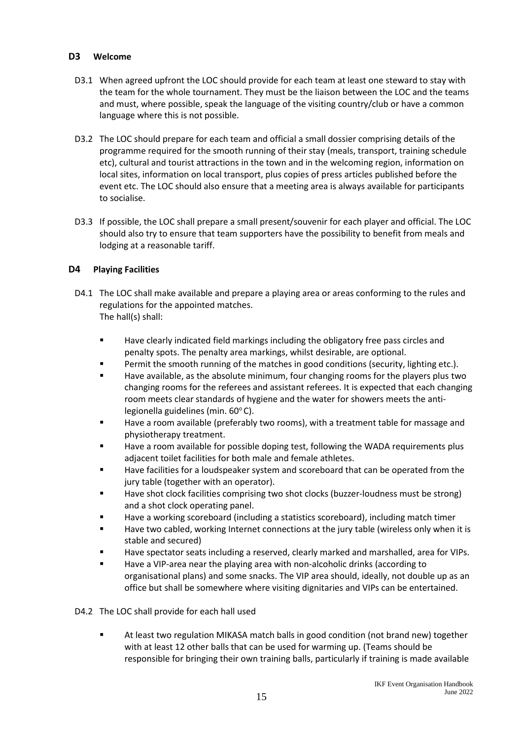## D3 Welcome

D3.1 When agreed upfront the LOC should provide for each team at least one steward to stay with the team for the whole tournament. They must be the liaison between the LOC and the teams and must, where possible, speak the language of the visiting country/club or have a common language where this is not possible.

D3.2 The LOC should prepare for each team and official a small dossier comprising details of the programme required for the smooth running of their stay (meals, transport, training schedule etc), cultural and tourist attractions in the town and in the welcoming region, information on local sites, information on local transport, plus copies of press articles published before the event etc. The LOC should also ensure that a meeting area is always available for participants to socialise.

D3.3 If possible, the LOC shall prepare a small present/souvenir for each player and official. The LOC should also try to ensure that team supporters have the possibility to benefit from meals and lodging at a reasonable tariff.

## D4 Playing Facilities

D4.1 The LOC shall make available and prepare a playing area or areas conforming to the rules and regulations for the appointed matches.
The hall(s) shall:

- Have clearly indicated field markings including the obligatory free pass circles and penalty spots. The penalty area markings, whilst desirable, are optional.
- Permit the smooth running of the matches in good conditions (security, lighting etc.).
- Have available, as the absolute minimum, four changing rooms for the players plus two changing rooms for the referees and assistant referees. It is expected that each changing room meets clear standards of hygiene and the water for showers meets the anti-legionella guidelines (min. 60° C).
- Have a room available (preferably two rooms), with a treatment table for massage and physiotherapy treatment.
- Have a room available for possible doping test, following the WADA requirements plus adjacent toilet facilities for both male and female athletes.
- Have facilities for a loudspeaker system and scoreboard that can be operated from the jury table (together with an operator).
- Have shot clock facilities comprising two shot clocks (buzzer-loudness must be strong) and a shot clock operating panel.
- Have a working scoreboard (including a statistics scoreboard), including match timer
- Have two cabled, working Internet connections at the jury table (wireless only when it is stable and secured)
- Have spectator seats including a reserved, clearly marked and marshalled, area for VIPs.
- Have a VIP-area near the playing area with non-alcoholic drinks (according to organisational plans) and some snacks. The VIP area should, ideally, not double up as an office but shall be somewhere where visiting dignitaries and VIPs can be entertained.

D4.2 The LOC shall provide for each hall used

- At least two regulation MIKASA match balls in good condition (not brand new) together with at least 12 other balls that can be used for warming up. (Teams should be responsible for bringing their own training balls, particularly if training is made available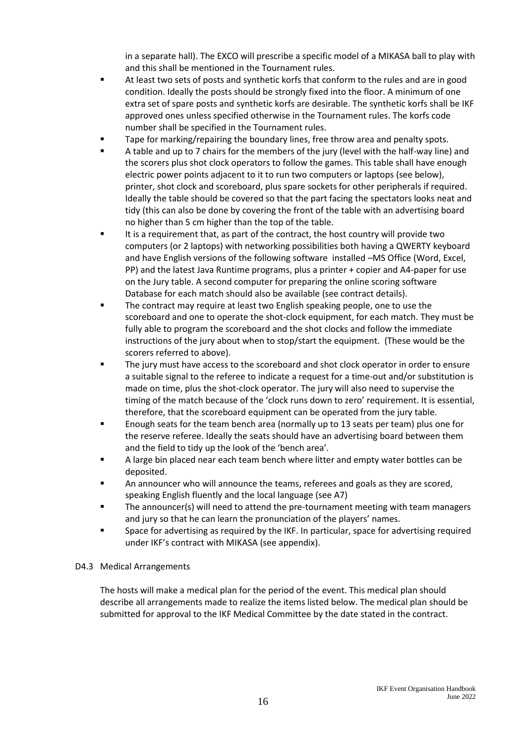in a separate hall). The EXCO will prescribe a specific model of a MIKASA ball to play with and this shall be mentioned in the Tournament rules.

- At least two sets of posts and synthetic korfs that conform to the rules and are in good condition. Ideally the posts should be strongly fixed into the floor. A minimum of one extra set of spare posts and synthetic korfs are desirable. The synthetic korfs shall be IKF approved ones unless specified otherwise in the Tournament rules. The korfs code number shall be specified in the Tournament rules.
- Tape for marking/repairing the boundary lines, free throw area and penalty spots.
- A table and up to 7 chairs for the members of the jury (level with the half-way line) and the scorers plus shot clock operators to follow the games. This table shall have enough electric power points adjacent to it to run two computers or laptops (see below), printer, shot clock and scoreboard, plus spare sockets for other peripherals if required. Ideally the table should be covered so that the part facing the spectators looks neat and tidy (this can also be done by covering the front of the table with an advertising board no higher than 5 cm higher than the top of the table.
- It is a requirement that, as part of the contract, the host country will provide two computers (or 2 laptops) with networking possibilities both having a QWERTY keyboard and have English versions of the following software installed –MS Office (Word, Excel, PP) and the latest Java Runtime programs, plus a printer + copier and A4-paper for use on the Jury table. A second computer for preparing the online scoring software Database for each match should also be available (see contract details).
- The contract may require at least two English speaking people, one to use the scoreboard and one to operate the shot-clock equipment, for each match. They must be fully able to program the scoreboard and the shot clocks and follow the immediate instructions of the jury about when to stop/start the equipment. (These would be the scorers referred to above).
- The jury must have access to the scoreboard and shot clock operator in order to ensure a suitable signal to the referee to indicate a request for a time-out and/or substitution is made on time, plus the shot-clock operator. The jury will also need to supervise the timing of the match because of the 'clock runs down to zero' requirement. It is essential, therefore, that the scoreboard equipment can be operated from the jury table.
- Enough seats for the team bench area (normally up to 13 seats per team) plus one for the reserve referee. Ideally the seats should have an advertising board between them and the field to tidy up the look of the 'bench area'.
- A large bin placed near each team bench where litter and empty water bottles can be deposited.
- An announcer who will announce the teams, referees and goals as they are scored, speaking English fluently and the local language (see A7)
- The announcer(s) will need to attend the pre-tournament meeting with team managers and jury so that he can learn the pronunciation of the players' names.
- Space for advertising as required by the IKF. In particular, space for advertising required under IKF's contract with MIKASA (see appendix).

### D4.3 Medical Arrangements

The hosts will make a medical plan for the period of the event. This medical plan should describe all arrangements made to realize the items listed below. The medical plan should be submitted for approval to the IKF Medical Committee by the date stated in the contract.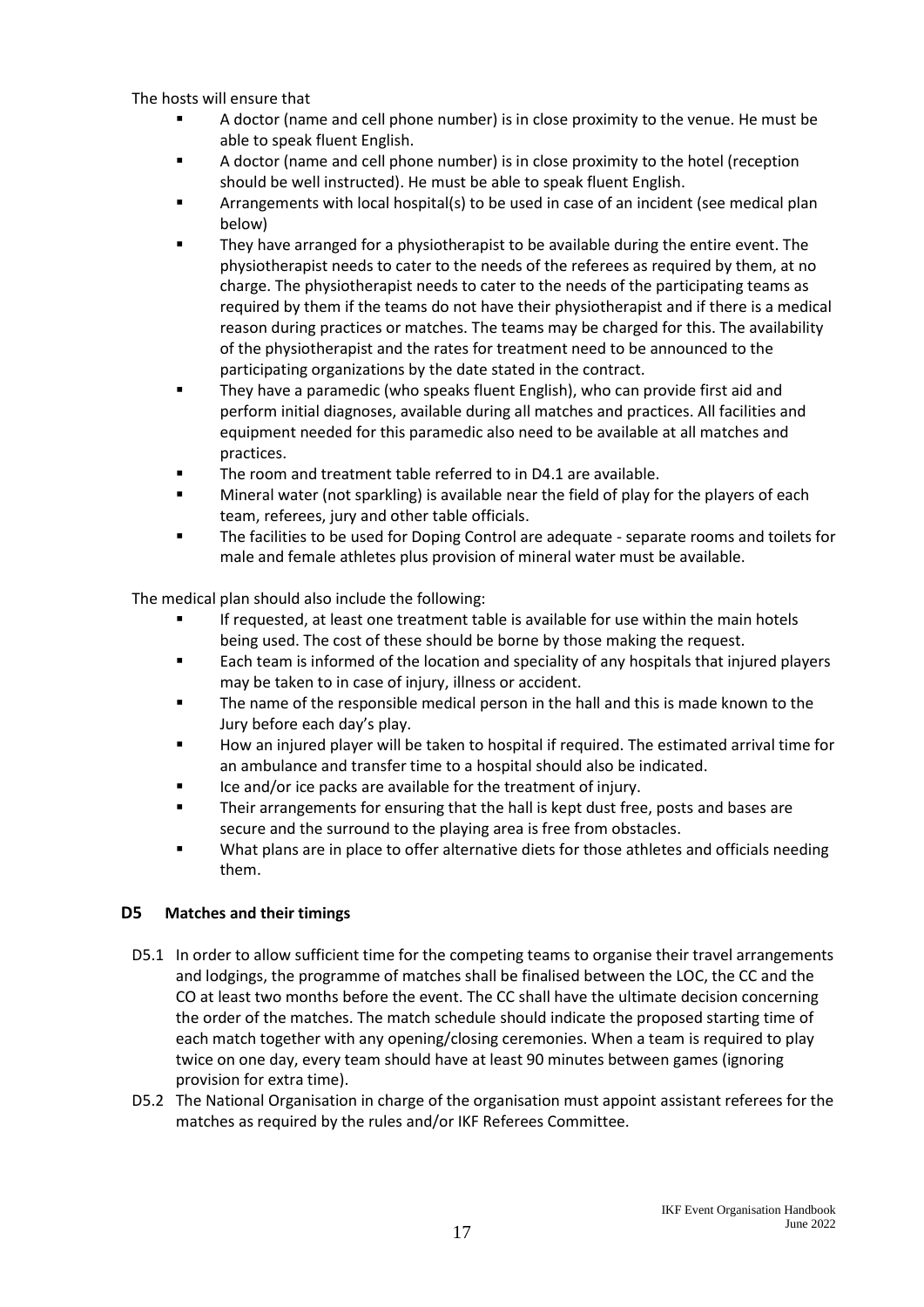The hosts will ensure that

- A doctor (name and cell phone number) is in close proximity to the venue. He must be able to speak fluent English.
- A doctor (name and cell phone number) is in close proximity to the hotel (reception should be well instructed). He must be able to speak fluent English.
- Arrangements with local hospital(s) to be used in case of an incident (see medical plan below)
- They have arranged for a physiotherapist to be available during the entire event. The physiotherapist needs to cater to the needs of the referees as required by them, at no charge. The physiotherapist needs to cater to the needs of the participating teams as required by them if the teams do not have their physiotherapist and if there is a medical reason during practices or matches. The teams may be charged for this. The availability of the physiotherapist and the rates for treatment need to be announced to the participating organizations by the date stated in the contract.
- They have a paramedic (who speaks fluent English), who can provide first aid and perform initial diagnoses, available during all matches and practices. All facilities and equipment needed for this paramedic also need to be available at all matches and practices.
- The room and treatment table referred to in D4.1 are available.
- Mineral water (not sparkling) is available near the field of play for the players of each team, referees, jury and other table officials.
- The facilities to be used for Doping Control are adequate - separate rooms and toilets for male and female athletes plus provision of mineral water must be available.

The medical plan should also include the following:

- If requested, at least one treatment table is available for use within the main hotels being used. The cost of these should be borne by those making the request.
- Each team is informed of the location and speciality of any hospitals that injured players may be taken to in case of injury, illness or accident.
- The name of the responsible medical person in the hall and this is made known to the Jury before each day's play.
- How an injured player will be taken to hospital if required. The estimated arrival time for an ambulance and transfer time to a hospital should also be indicated.
- Ice and/or ice packs are available for the treatment of injury.
- Their arrangements for ensuring that the hall is kept dust free, posts and bases are secure and the surround to the playing area is free from obstacles.
- What plans are in place to offer alternative diets for those athletes and officials needing them.

## D5 Matches and their timings

D5.1 In order to allow sufficient time for the competing teams to organise their travel arrangements and lodgings, the programme of matches shall be finalised between the LOC, the CC and the CO at least two months before the event. The CC shall have the ultimate decision concerning the order of the matches. The match schedule should indicate the proposed starting time of each match together with any opening/closing ceremonies. When a team is required to play twice on one day, every team should have at least 90 minutes between games (ignoring provision for extra time).

D5.2 The National Organisation in charge of the organisation must appoint assistant referees for the matches as required by the rules and/or IKF Referees Committee.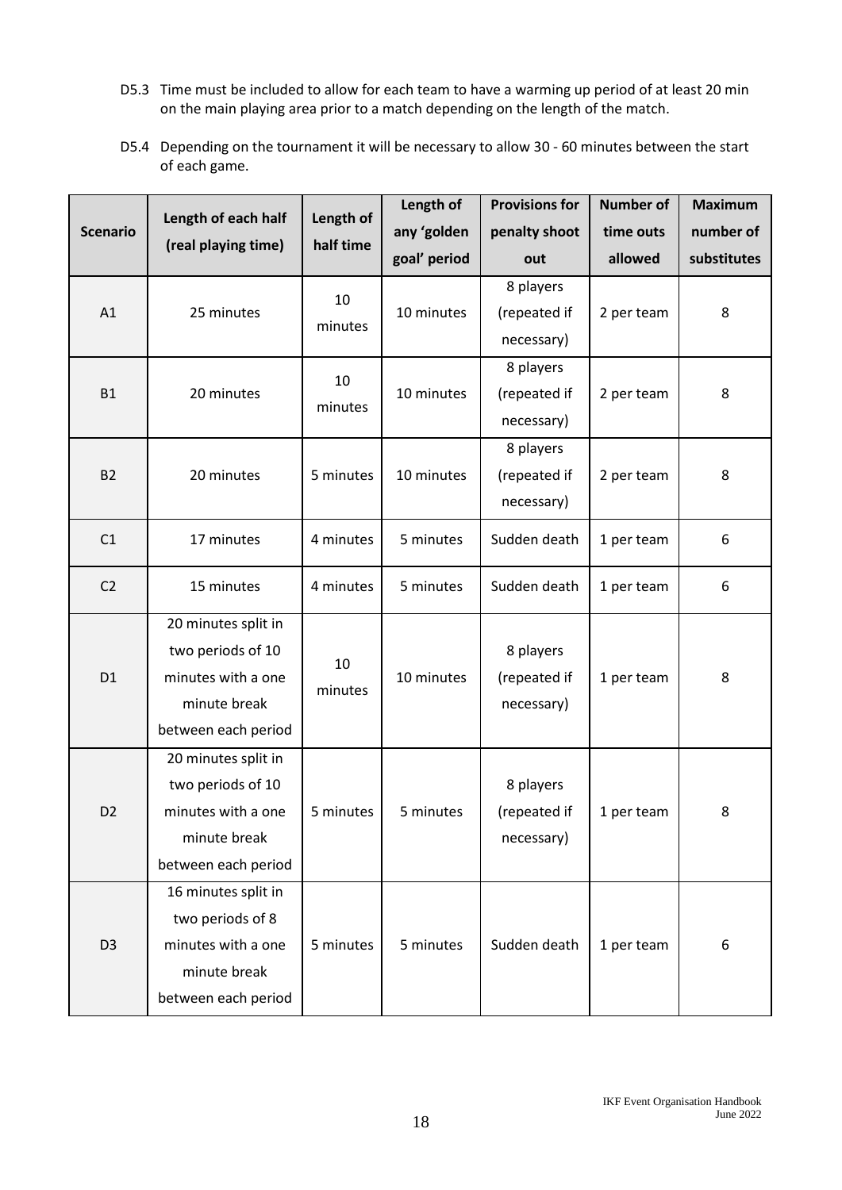D5.3 Time must be included to allow for each team to have a warming up period of at least 20 min on the main playing area prior to a match depending on the length of the match.

D5.4 Depending on the tournament it will be necessary to allow 30 - 60 minutes between the start of each game.

| Scenario | Length of each half (real playing time) | Length of half time | Length of any 'golden goal' period | Provisions for penalty shoot out | Number of time outs allowed | Maximum number of substitutes |
|---|---|---|---|---|---|---|
| A1 | 25 minutes | 10 minutes | 10 minutes | 8 players (repeated if necessary) | 2 per team | 8 |
| B1 | 20 minutes | 10 minutes | 10 minutes | 8 players (repeated if necessary) | 2 per team | 8 |
| B2 | 20 minutes | 5 minutes | 10 minutes | 8 players (repeated if necessary) | 2 per team | 8 |
| C1 | 17 minutes | 4 minutes | 5 minutes | Sudden death | 1 per team | 6 |
| C2 | 15 minutes | 4 minutes | 5 minutes | Sudden death | 1 per team | 6 |
| D1 | 20 minutes split in two periods of 10 minutes with a one minute break between each period | 10 minutes | 10 minutes | 8 players (repeated if necessary) | 1 per team | 8 |
| D2 | 20 minutes split in two periods of 10 minutes with a one minute break between each period | 5 minutes | 5 minutes | 8 players (repeated if necessary) | 1 per team | 8 |
| D3 | 16 minutes split in two periods of 8 minutes with a one minute break between each period | 5 minutes | 5 minutes | Sudden death | 1 per team | 6 |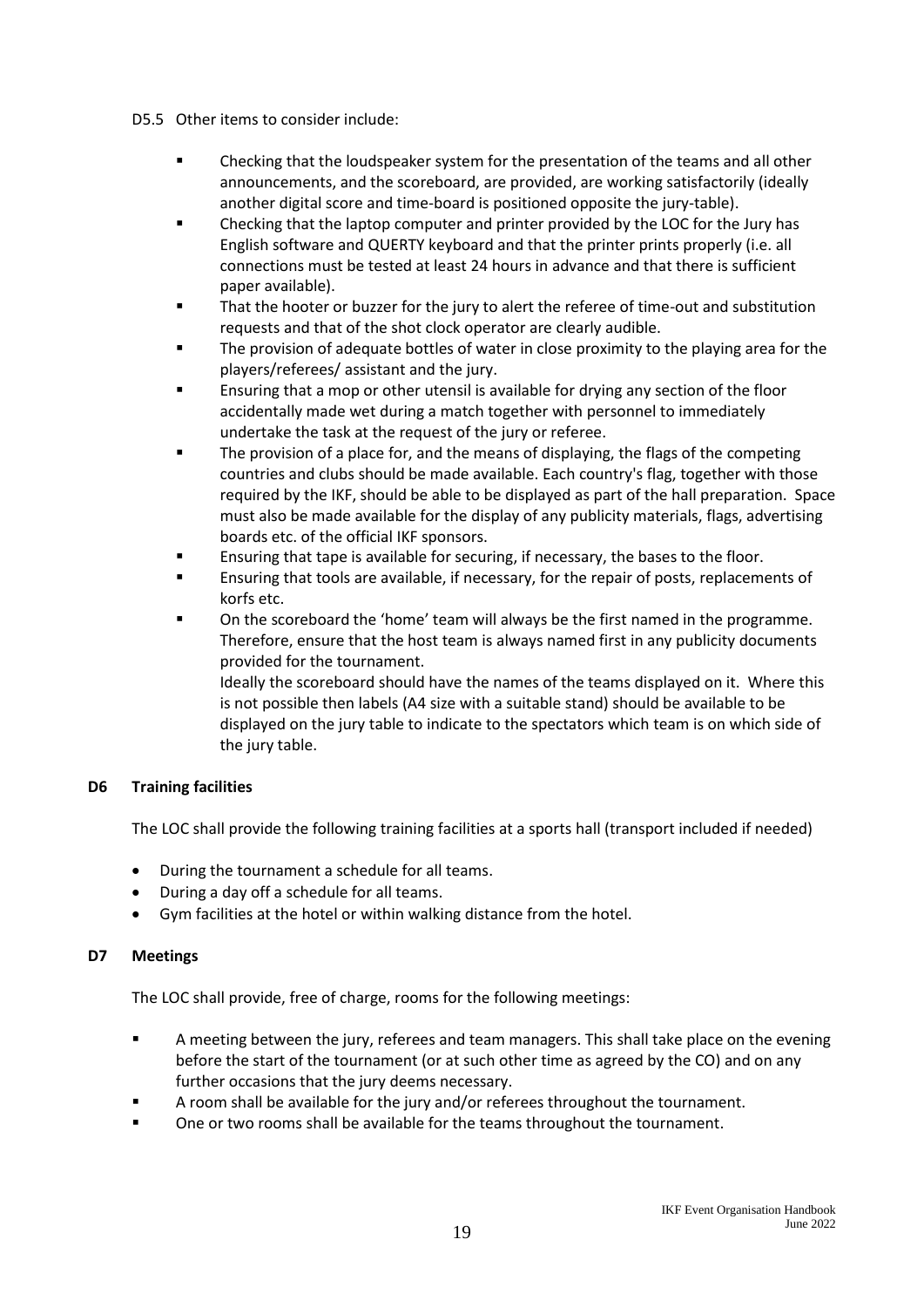D5.5 Other items to consider include:

- Checking that the loudspeaker system for the presentation of the teams and all other announcements, and the scoreboard, are provided, are working satisfactorily (ideally another digital score and time-board is positioned opposite the jury-table).
- Checking that the laptop computer and printer provided by the LOC for the Jury has English software and QUERTY keyboard and that the printer prints properly (i.e. all connections must be tested at least 24 hours in advance and that there is sufficient paper available).
- That the hooter or buzzer for the jury to alert the referee of time-out and substitution requests and that of the shot clock operator are clearly audible.
- The provision of adequate bottles of water in close proximity to the playing area for the players/referees/ assistant and the jury.
- Ensuring that a mop or other utensil is available for drying any section of the floor accidentally made wet during a match together with personnel to immediately undertake the task at the request of the jury or referee.
- The provision of a place for, and the means of displaying, the flags of the competing countries and clubs should be made available. Each country's flag, together with those required by the IKF, should be able to be displayed as part of the hall preparation. Space must also be made available for the display of any publicity materials, flags, advertising boards etc. of the official IKF sponsors.
- Ensuring that tape is available for securing, if necessary, the bases to the floor.
- Ensuring that tools are available, if necessary, for the repair of posts, replacements of korfs etc.
- On the scoreboard the 'home' team will always be the first named in the programme. Therefore, ensure that the host team is always named first in any publicity documents provided for the tournament.
  Ideally the scoreboard should have the names of the teams displayed on it. Where this is not possible then labels (A4 size with a suitable stand) should be available to be displayed on the jury table to indicate to the spectators which team is on which side of the jury table.

### D6 Training facilities

The LOC shall provide the following training facilities at a sports hall (transport included if needed)

- During the tournament a schedule for all teams.
- During a day off a schedule for all teams.
- Gym facilities at the hotel or within walking distance from the hotel.

### D7 Meetings

The LOC shall provide, free of charge, rooms for the following meetings:

- A meeting between the jury, referees and team managers. This shall take place on the evening before the start of the tournament (or at such other time as agreed by the CO) and on any further occasions that the jury deems necessary.
- A room shall be available for the jury and/or referees throughout the tournament.
- One or two rooms shall be available for the teams throughout the tournament.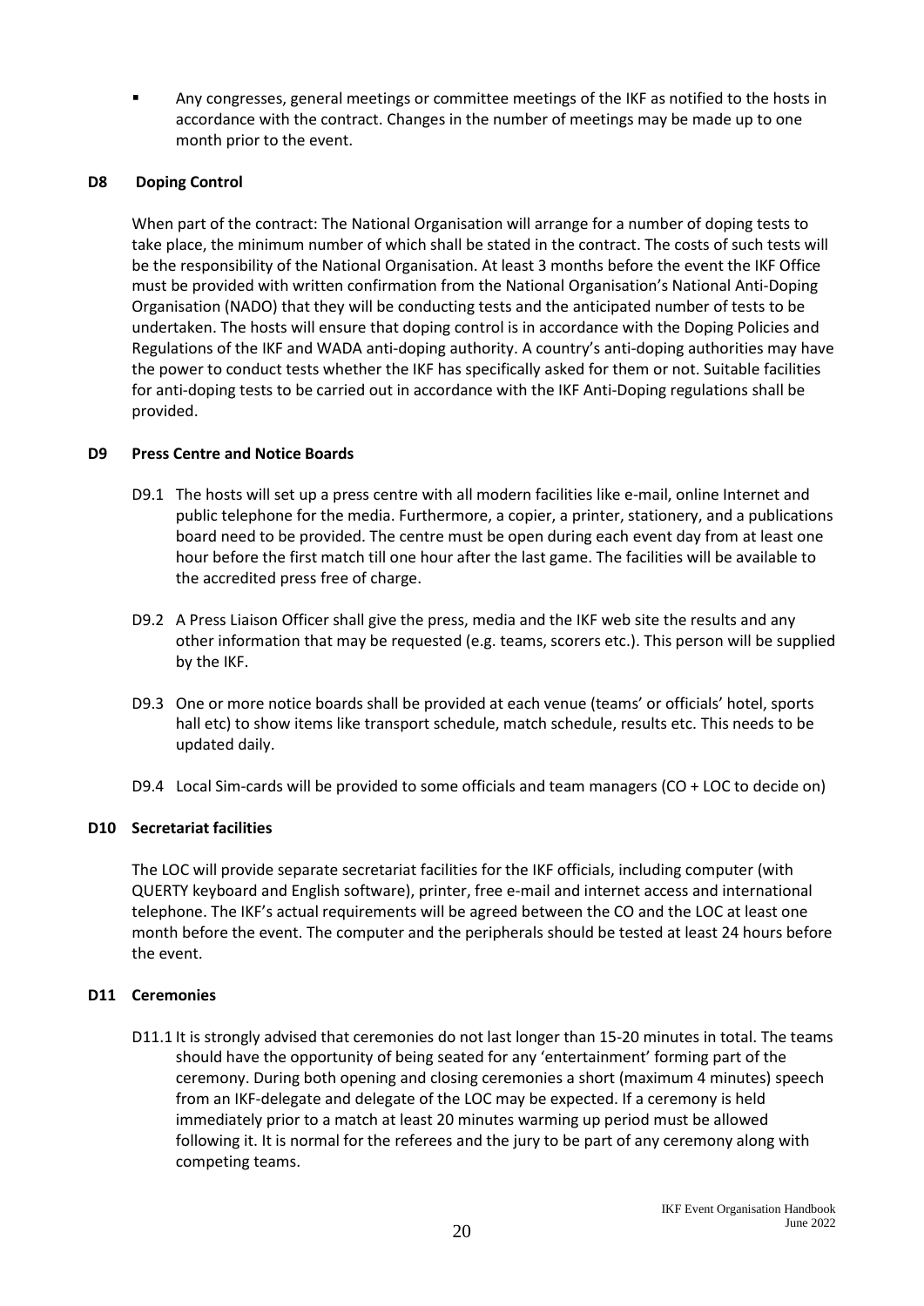- Any congresses, general meetings or committee meetings of the IKF as notified to the hosts in accordance with the contract. Changes in the number of meetings may be made up to one month prior to the event.

### D8 Doping Control

When part of the contract: The National Organisation will arrange for a number of doping tests to take place, the minimum number of which shall be stated in the contract. The costs of such tests will be the responsibility of the National Organisation. At least 3 months before the event the IKF Office must be provided with written confirmation from the National Organisation's National Anti-Doping Organisation (NADO) that they will be conducting tests and the anticipated number of tests to be undertaken. The hosts will ensure that doping control is in accordance with the Doping Policies and Regulations of the IKF and WADA anti-doping authority. A country's anti-doping authorities may have the power to conduct tests whether the IKF has specifically asked for them or not. Suitable facilities for anti-doping tests to be carried out in accordance with the IKF Anti-Doping regulations shall be provided.

### D9 Press Centre and Notice Boards

D9.1 The hosts will set up a press centre with all modern facilities like e-mail, online Internet and public telephone for the media. Furthermore, a copier, a printer, stationery, and a publications board need to be provided. The centre must be open during each event day from at least one hour before the first match till one hour after the last game. The facilities will be available to the accredited press free of charge.

D9.2 A Press Liaison Officer shall give the press, media and the IKF web site the results and any other information that may be requested (e.g. teams, scorers etc.). This person will be supplied by the IKF.

D9.3 One or more notice boards shall be provided at each venue (teams' or officials' hotel, sports hall etc) to show items like transport schedule, match schedule, results etc. This needs to be updated daily.

D9.4 Local Sim-cards will be provided to some officials and team managers (CO + LOC to decide on)

### D10 Secretariat facilities

The LOC will provide separate secretariat facilities for the IKF officials, including computer (with QUERTY keyboard and English software), printer, free e-mail and internet access and international telephone. The IKF's actual requirements will be agreed between the CO and the LOC at least one month before the event. The computer and the peripherals should be tested at least 24 hours before the event.

### D11 Ceremonies

D11.1 It is strongly advised that ceremonies do not last longer than 15-20 minutes in total. The teams should have the opportunity of being seated for any 'entertainment' forming part of the ceremony. During both opening and closing ceremonies a short (maximum 4 minutes) speech from an IKF-delegate and delegate of the LOC may be expected. If a ceremony is held immediately prior to a match at least 20 minutes warming up period must be allowed following it. It is normal for the referees and the jury to be part of any ceremony along with competing teams.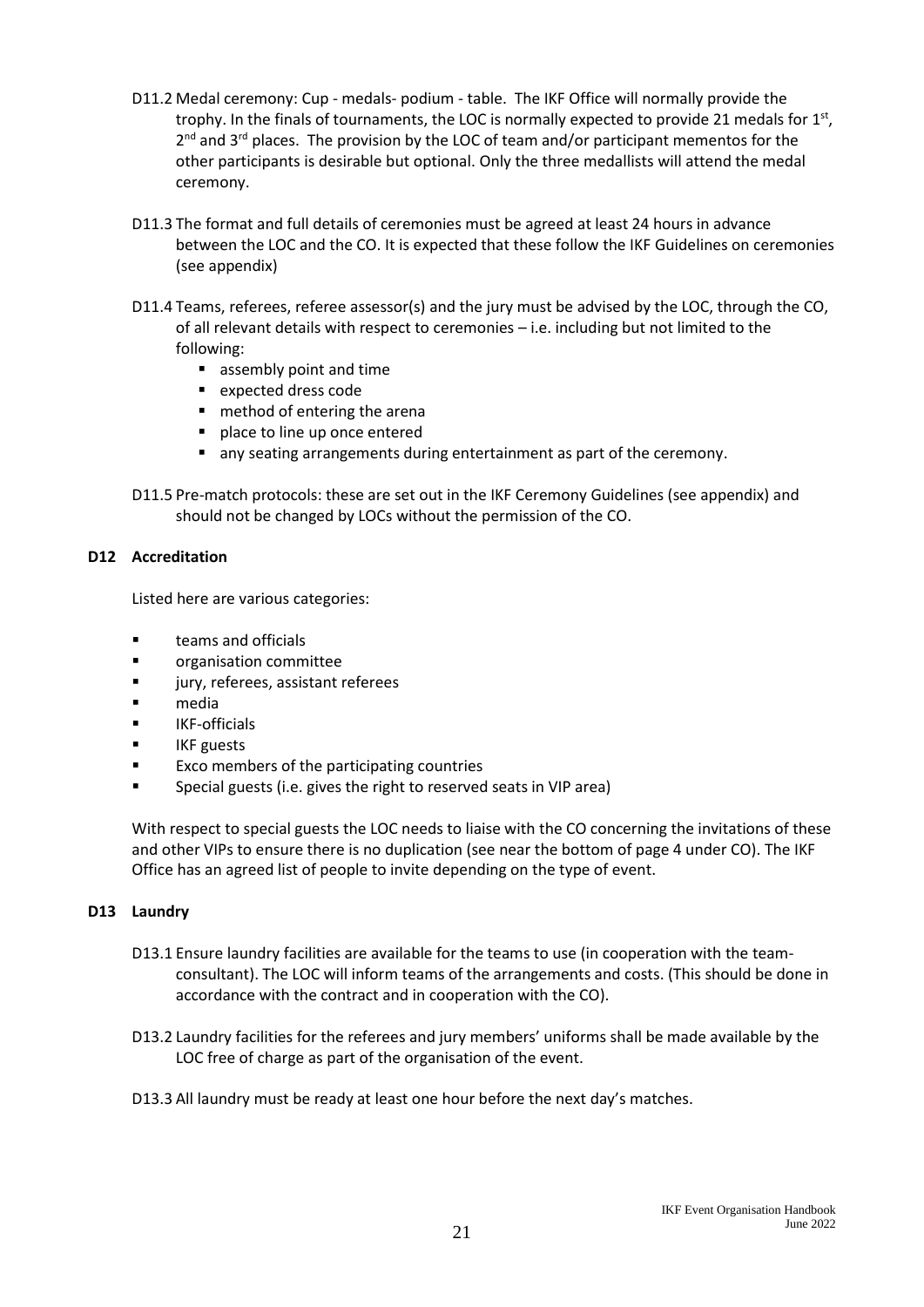D11.2 Medal ceremony: Cup - medals- podium - table. The IKF Office will normally provide the trophy. In the finals of tournaments, the LOC is normally expected to provide 21 medals for 1st, 2nd and 3rd places. The provision by the LOC of team and/or participant mementos for the other participants is desirable but optional. Only the three medallists will attend the medal ceremony.

D11.3 The format and full details of ceremonies must be agreed at least 24 hours in advance between the LOC and the CO. It is expected that these follow the IKF Guidelines on ceremonies (see appendix)

D11.4 Teams, referees, referee assessor(s) and the jury must be advised by the LOC, through the CO, of all relevant details with respect to ceremonies – i.e. including but not limited to the following:

- assembly point and time
- expected dress code
- method of entering the arena
- place to line up once entered
- any seating arrangements during entertainment as part of the ceremony.

D11.5 Pre-match protocols: these are set out in the IKF Ceremony Guidelines (see appendix) and should not be changed by LOCs without the permission of the CO.

### D12 Accreditation

Listed here are various categories:

- teams and officials
- organisation committee
- jury, referees, assistant referees
- media
- IKF-officials
- IKF guests
- Exco members of the participating countries
- Special guests (i.e. gives the right to reserved seats in VIP area)

With respect to special guests the LOC needs to liaise with the CO concerning the invitations of these and other VIPs to ensure there is no duplication (see near the bottom of page 4 under CO). The IKF Office has an agreed list of people to invite depending on the type of event.

### D13 Laundry

D13.1 Ensure laundry facilities are available for the teams to use (in cooperation with the team-consultant). The LOC will inform teams of the arrangements and costs. (This should be done in accordance with the contract and in cooperation with the CO).

D13.2 Laundry facilities for the referees and jury members' uniforms shall be made available by the LOC free of charge as part of the organisation of the event.

D13.3 All laundry must be ready at least one hour before the next day's matches.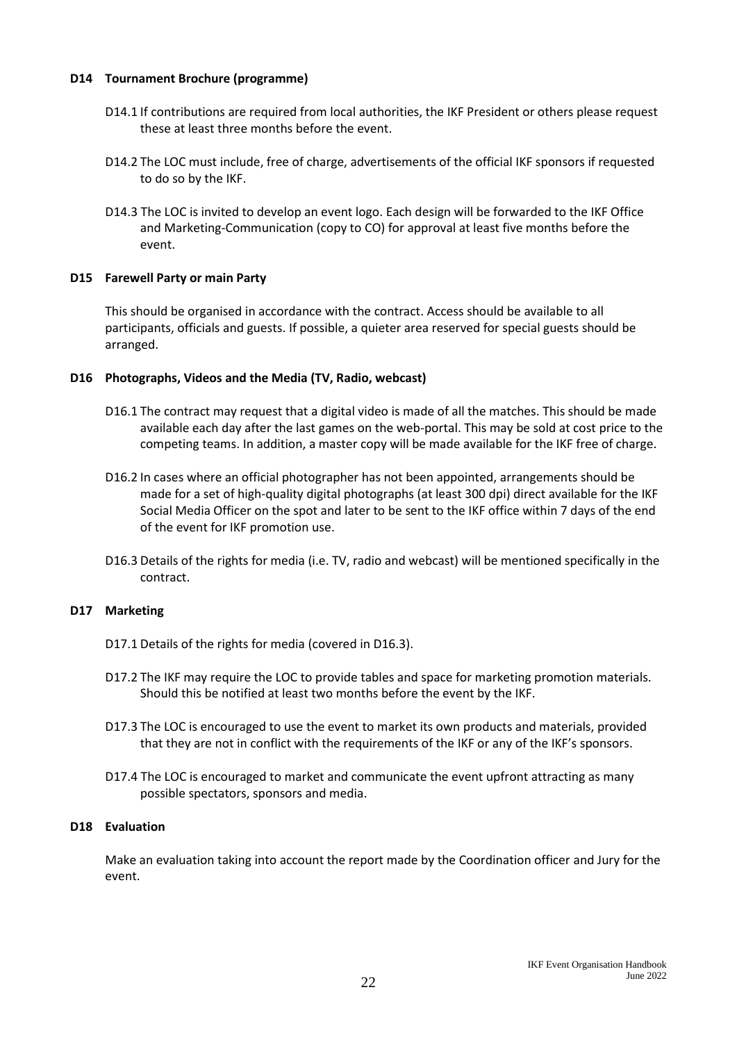### D14 Tournament Brochure (programme)

D14.1 If contributions are required from local authorities, the IKF President or others please request these at least three months before the event.

D14.2 The LOC must include, free of charge, advertisements of the official IKF sponsors if requested to do so by the IKF.

D14.3 The LOC is invited to develop an event logo. Each design will be forwarded to the IKF Office and Marketing-Communication (copy to CO) for approval at least five months before the event.

### D15 Farewell Party or main Party

This should be organised in accordance with the contract. Access should be available to all participants, officials and guests. If possible, a quieter area reserved for special guests should be arranged.

### D16 Photographs, Videos and the Media (TV, Radio, webcast)

D16.1 The contract may request that a digital video is made of all the matches. This should be made available each day after the last games on the web-portal. This may be sold at cost price to the competing teams. In addition, a master copy will be made available for the IKF free of charge.

D16.2 In cases where an official photographer has not been appointed, arrangements should be made for a set of high-quality digital photographs (at least 300 dpi) direct available for the IKF Social Media Officer on the spot and later to be sent to the IKF office within 7 days of the end of the event for IKF promotion use.

D16.3 Details of the rights for media (i.e. TV, radio and webcast) will be mentioned specifically in the contract.

### D17 Marketing

D17.1 Details of the rights for media (covered in D16.3).

D17.2 The IKF may require the LOC to provide tables and space for marketing promotion materials. Should this be notified at least two months before the event by the IKF.

D17.3 The LOC is encouraged to use the event to market its own products and materials, provided that they are not in conflict with the requirements of the IKF or any of the IKF's sponsors.

D17.4 The LOC is encouraged to market and communicate the event upfront attracting as many possible spectators, sponsors and media.

### D18 Evaluation

Make an evaluation taking into account the report made by the Coordination officer and Jury for the event.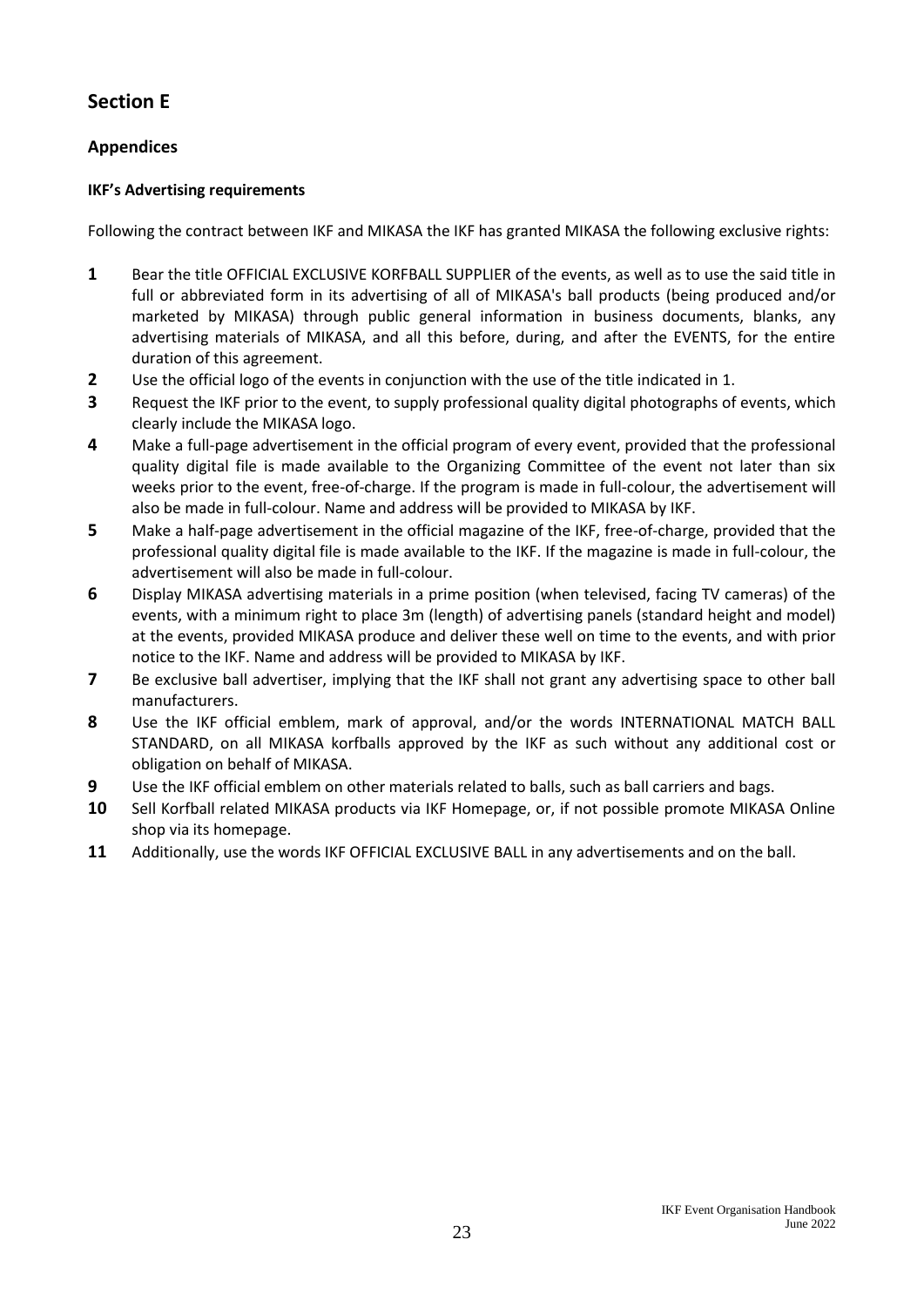## Section E

### Appendices

#### IKF's Advertising requirements

Following the contract between IKF and MIKASA the IKF has granted MIKASA the following exclusive rights:

1. Bear the title OFFICIAL EXCLUSIVE KORFBALL SUPPLIER of the events, as well as to use the said title in full or abbreviated form in its advertising of all of MIKASA's ball products (being produced and/or marketed by MIKASA) through public general information in business documents, blanks, any advertising materials of MIKASA, and all this before, during, and after the EVENTS, for the entire duration of this agreement.
2. Use the official logo of the events in conjunction with the use of the title indicated in 1.
3. Request the IKF prior to the event, to supply professional quality digital photographs of events, which clearly include the MIKASA logo.
4. Make a full-page advertisement in the official program of every event, provided that the professional quality digital file is made available to the Organizing Committee of the event not later than six weeks prior to the event, free-of-charge. If the program is made in full-colour, the advertisement will also be made in full-colour. Name and address will be provided to MIKASA by IKF.
5. Make a half-page advertisement in the official magazine of the IKF, free-of-charge, provided that the professional quality digital file is made available to the IKF. If the magazine is made in full-colour, the advertisement will also be made in full-colour.
6. Display MIKASA advertising materials in a prime position (when televised, facing TV cameras) of the events, with a minimum right to place 3m (length) of advertising panels (standard height and model) at the events, provided MIKASA produce and deliver these well on time to the events, and with prior notice to the IKF. Name and address will be provided to MIKASA by IKF.
7. Be exclusive ball advertiser, implying that the IKF shall not grant any advertising space to other ball manufacturers.
8. Use the IKF official emblem, mark of approval, and/or the words INTERNATIONAL MATCH BALL STANDARD, on all MIKASA korfballs approved by the IKF as such without any additional cost or obligation on behalf of MIKASA.
9. Use the IKF official emblem on other materials related to balls, such as ball carriers and bags.
10. Sell Korfball related MIKASA products via IKF Homepage, or, if not possible promote MIKASA Online shop via its homepage.
11. Additionally, use the words IKF OFFICIAL EXCLUSIVE BALL in any advertisements and on the ball.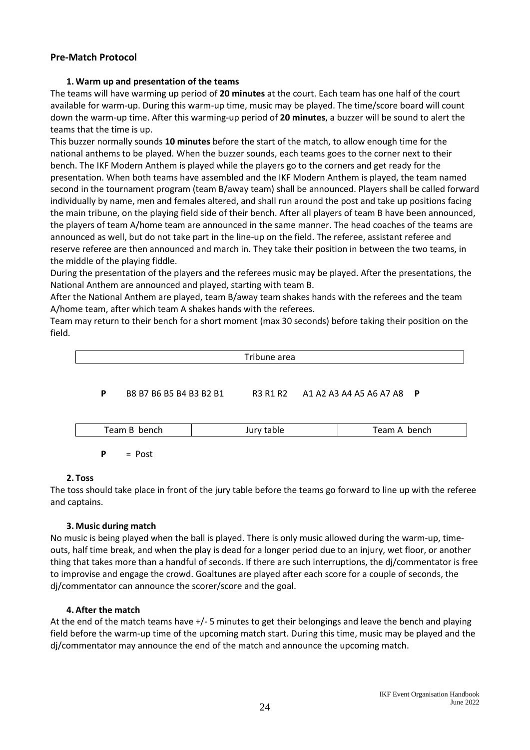## Pre-Match Protocol

### 1. Warm up and presentation of the teams

The teams will have warming up period of **20 minutes** at the court. Each team has one half of the court available for warm-up. During this warm-up time, music may be played. The time/score board will count down the warm-up time. After this warming-up period of **20 minutes**, a buzzer will be sound to alert the teams that the time is up.

This buzzer normally sounds **10 minutes** before the start of the match, to allow enough time for the national anthems to be played. When the buzzer sounds, each teams goes to the corner next to their bench. The IKF Modern Anthem is played while the players go to the corners and get ready for the presentation. When both teams have assembled and the IKF Modern Anthem is played, the team named second in the tournament program (team B/away team) shall be announced. Players shall be called forward individually by name, men and females altered, and shall run around the post and take up positions facing the main tribune, on the playing field side of their bench. After all players of team B have been announced, the players of team A/home team are announced in the same manner. The head coaches of the teams are announced as well, but do not take part in the line-up on the field. The referee, assistant referee and reserve referee are then announced and march in. They take their position in between the two teams, in the middle of the playing fiddle.

During the presentation of the players and the referees music may be played. After the presentations, the National Anthem are announced and played, starting with team B.

After the National Anthem are played, team B/away team shakes hands with the referees and the team A/home team, after which team A shakes hands with the referees.

Team may return to their bench for a short moment (max 30 seconds) before taking their position on the field.

| Tribune area | | |
|---|---|---|
| **P** B8 B7 B6 B5 B4 B3 B2 B1 | R3 R1 R2 | A1 A2 A3 A4 A5 A6 A7 A8 **P** |
| Team B bench | Jury table | Team A bench |

**P** = Post

### 2. Toss

The toss should take place in front of the jury table before the teams go forward to line up with the referee and captains.

### 3. Music during match

No music is being played when the ball is played. There is only music allowed during the warm-up, time-outs, half time break, and when the play is dead for a longer period due to an injury, wet floor, or another thing that takes more than a handful of seconds. If there are such interruptions, the dj/commentator is free to improvise and engage the crowd. Goaltunes are played after each score for a couple of seconds, the dj/commentator can announce the scorer/score and the goal.

### 4. After the match

At the end of the match teams have +/- 5 minutes to get their belongings and leave the bench and playing field before the warm-up time of the upcoming match start. During this time, music may be played and the dj/commentator may announce the end of the match and announce the upcoming match.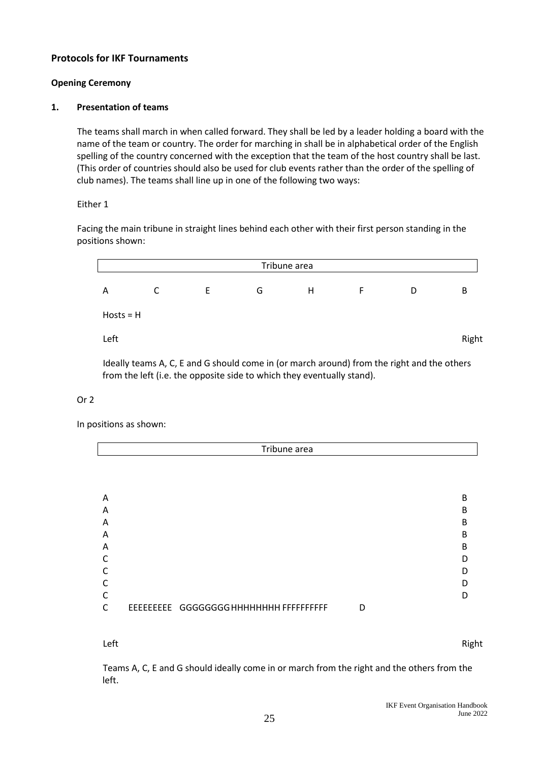## Protocols for IKF Tournaments

### Opening Ceremony

#### 1. Presentation of teams

The teams shall march in when called forward. They shall be led by a leader holding a board with the name of the team or country. The order for marching in shall be in alphabetical order of the English spelling of the country concerned with the exception that the team of the host country shall be last. (This order of countries should also be used for club events rather than the order of the spelling of club names). The teams shall line up in one of the following two ways:

Either 1

Facing the main tribune in straight lines behind each other with their first person standing in the positions shown:

```
                              Tribune area

A        C        E        G        H        F        D        B

Hosts = H

Left                                                           Right
```

Ideally teams A, C, E and G should come in (or march around) from the right and the others from the left (i.e. the opposite side to which they eventually stand).

Or 2

In positions as shown:

```
                              Tribune area



A                                                              B
A                                                              B
A                                                              B
A                                                              B
A                                                              B
C                                                              D
C                                                              D
C                                                              D
C                                                              D
C    EEEEEEEEE  GGGGGGG HHHHHHHH FFFFFFFFFF          D


Left                                                           Right
```

Teams A, C, E and G should ideally come in or march from the right and the others from the left.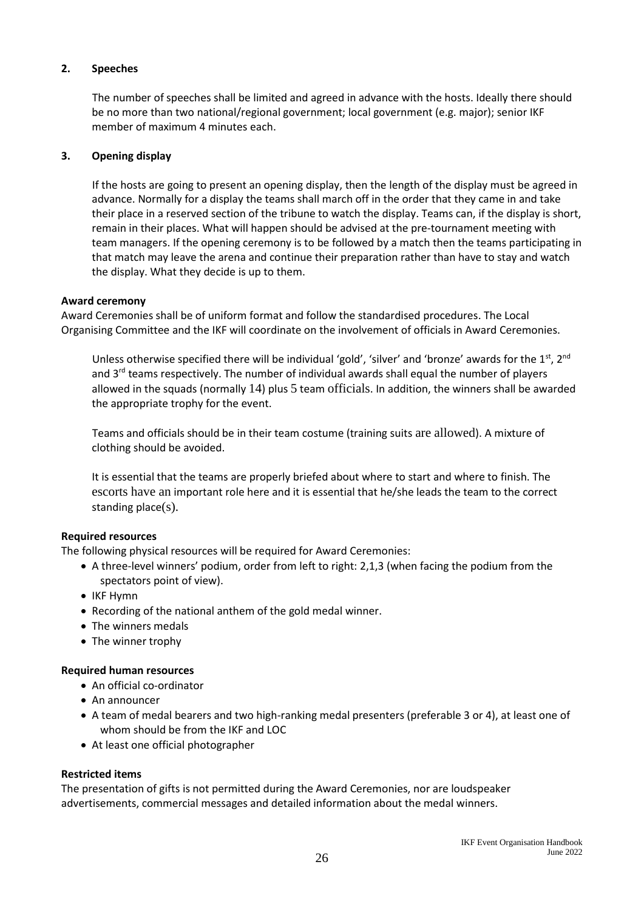### 2. Speeches

The number of speeches shall be limited and agreed in advance with the hosts. Ideally there should be no more than two national/regional government; local government (e.g. major); senior IKF member of maximum 4 minutes each.

### 3. Opening display

If the hosts are going to present an opening display, then the length of the display must be agreed in advance. Normally for a display the teams shall march off in the order that they came in and take their place in a reserved section of the tribune to watch the display. Teams can, if the display is short, remain in their places. What will happen should be advised at the pre-tournament meeting with team managers. If the opening ceremony is to be followed by a match then the teams participating in that match may leave the arena and continue their preparation rather than have to stay and watch the display. What they decide is up to them.

**Award ceremony**

Award Ceremonies shall be of uniform format and follow the standardised procedures. The Local Organising Committee and the IKF will coordinate on the involvement of officials in Award Ceremonies.

Unless otherwise specified there will be individual 'gold', 'silver' and 'bronze' awards for the 1st, 2nd and 3rd teams respectively. The number of individual awards shall equal the number of players allowed in the squads (normally 14) plus 5 team officials. In addition, the winners shall be awarded the appropriate trophy for the event.

Teams and officials should be in their team costume (training suits are allowed). A mixture of clothing should be avoided.

It is essential that the teams are properly briefed about where to start and where to finish. The escorts have an important role here and it is essential that he/she leads the team to the correct standing place(s).

**Required resources**

The following physical resources will be required for Award Ceremonies:

- A three-level winners' podium, order from left to right: 2,1,3 (when facing the podium from the spectators point of view).
- IKF Hymn
- Recording of the national anthem of the gold medal winner.
- The winners medals
- The winner trophy

**Required human resources**

- An official co-ordinator
- An announcer
- A team of medal bearers and two high-ranking medal presenters (preferable 3 or 4), at least one of whom should be from the IKF and LOC
- At least one official photographer

**Restricted items**

The presentation of gifts is not permitted during the Award Ceremonies, nor are loudspeaker advertisements, commercial messages and detailed information about the medal winners.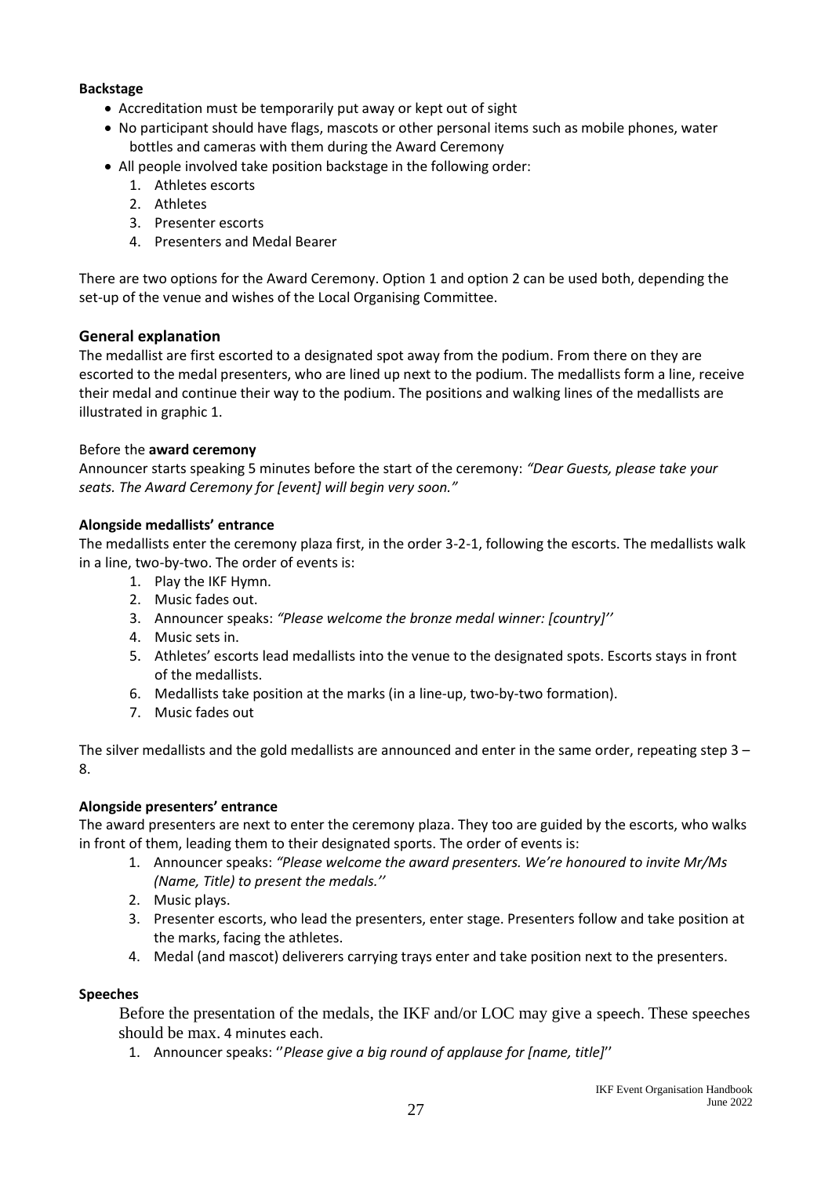**Backstage**

- Accreditation must be temporarily put away or kept out of sight
- No participant should have flags, mascots or other personal items such as mobile phones, water bottles and cameras with them during the Award Ceremony
- All people involved take position backstage in the following order:
    1. Athletes escorts
    2. Athletes
    3. Presenter escorts
    4. Presenters and Medal Bearer

There are two options for the Award Ceremony. Option 1 and option 2 can be used both, depending the set-up of the venue and wishes of the Local Organising Committee.

## General explanation

The medallist are first escorted to a designated spot away from the podium. From there on they are escorted to the medal presenters, who are lined up next to the podium. The medallists form a line, receive their medal and continue their way to the podium. The positions and walking lines of the medallists are illustrated in graphic 1.

Before the **award ceremony**

Announcer starts speaking 5 minutes before the start of the ceremony: *"Dear Guests, please take your seats. The Award Ceremony for [event] will begin very soon."*

**Alongside medallists' entrance**

The medallists enter the ceremony plaza first, in the order 3-2-1, following the escorts. The medallists walk in a line, two-by-two. The order of events is:

1. Play the IKF Hymn.
2. Music fades out.
3. Announcer speaks: *"Please welcome the bronze medal winner: [country]''*
4. Music sets in.
5. Athletes' escorts lead medallists into the venue to the designated spots. Escorts stays in front of the medallists.
6. Medallists take position at the marks (in a line-up, two-by-two formation).
7. Music fades out

The silver medallists and the gold medallists are announced and enter in the same order, repeating step 3 – 8.

**Alongside presenters' entrance**

The award presenters are next to enter the ceremony plaza. They too are guided by the escorts, who walks in front of them, leading them to their designated sports. The order of events is:

1. Announcer speaks: *"Please welcome the award presenters. We're honoured to invite Mr/Ms (Name, Title) to present the medals.''*
2. Music plays.
3. Presenter escorts, who lead the presenters, enter stage. Presenters follow and take position at the marks, facing the athletes.
4. Medal (and mascot) deliverers carrying trays enter and take position next to the presenters.

**Speeches**

Before the presentation of the medals, the IKF and/or LOC may give a speech. These speeches should be max. 4 minutes each.

1. Announcer speaks: ''*Please give a big round of applause for [name, title]*''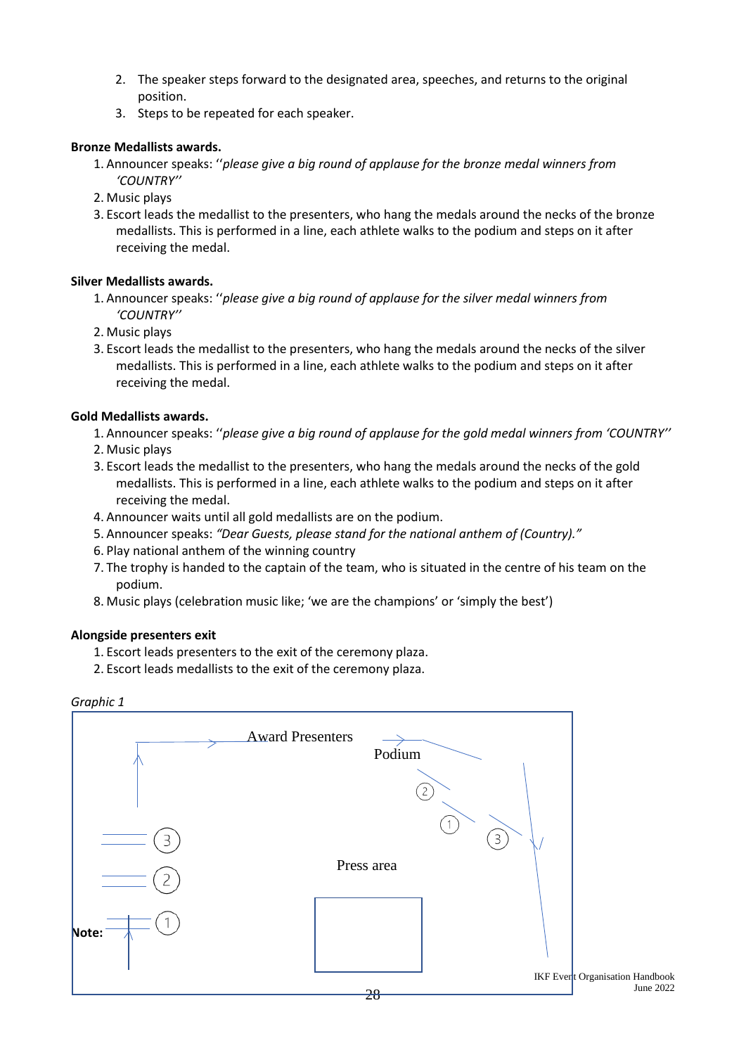2. The speaker steps forward to the designated area, speeches, and returns to the original position.
3. Steps to be repeated for each speaker.

**Bronze Medallists awards.**

1. Announcer speaks: ''*please give a big round of applause for the bronze medal winners from 'COUNTRY''*
2. Music plays
3. Escort leads the medallist to the presenters, who hang the medals around the necks of the bronze medallists. This is performed in a line, each athlete walks to the podium and steps on it after receiving the medal.

**Silver Medallists awards.**

1. Announcer speaks: ''*please give a big round of applause for the silver medal winners from 'COUNTRY''*
2. Music plays
3. Escort leads the medallist to the presenters, who hang the medals around the necks of the silver medallists. This is performed in a line, each athlete walks to the podium and steps on it after receiving the medal.

**Gold Medallists awards.**

1. Announcer speaks: ''*please give a big round of applause for the gold medal winners from 'COUNTRY''*
2. Music plays
3. Escort leads the medallist to the presenters, who hang the medals around the necks of the gold medallists. This is performed in a line, each athlete walks to the podium and steps on it after receiving the medal.
4. Announcer waits until all gold medallists are on the podium.
5. Announcer speaks: *"Dear Guests, please stand for the national anthem of (Country)."*
6. Play national anthem of the winning country
7. The trophy is handed to the captain of the team, who is situated in the centre of his team on the podium.
8. Music plays (celebration music like; 'we are the champions' or 'simply the best')

**Alongside presenters exit**

1. Escort leads presenters to the exit of the ceremony plaza.
2. Escort leads medallists to the exit of the ceremony plaza.

*Graphic 1*

Award Presenters

Podium

Press area

**Note:**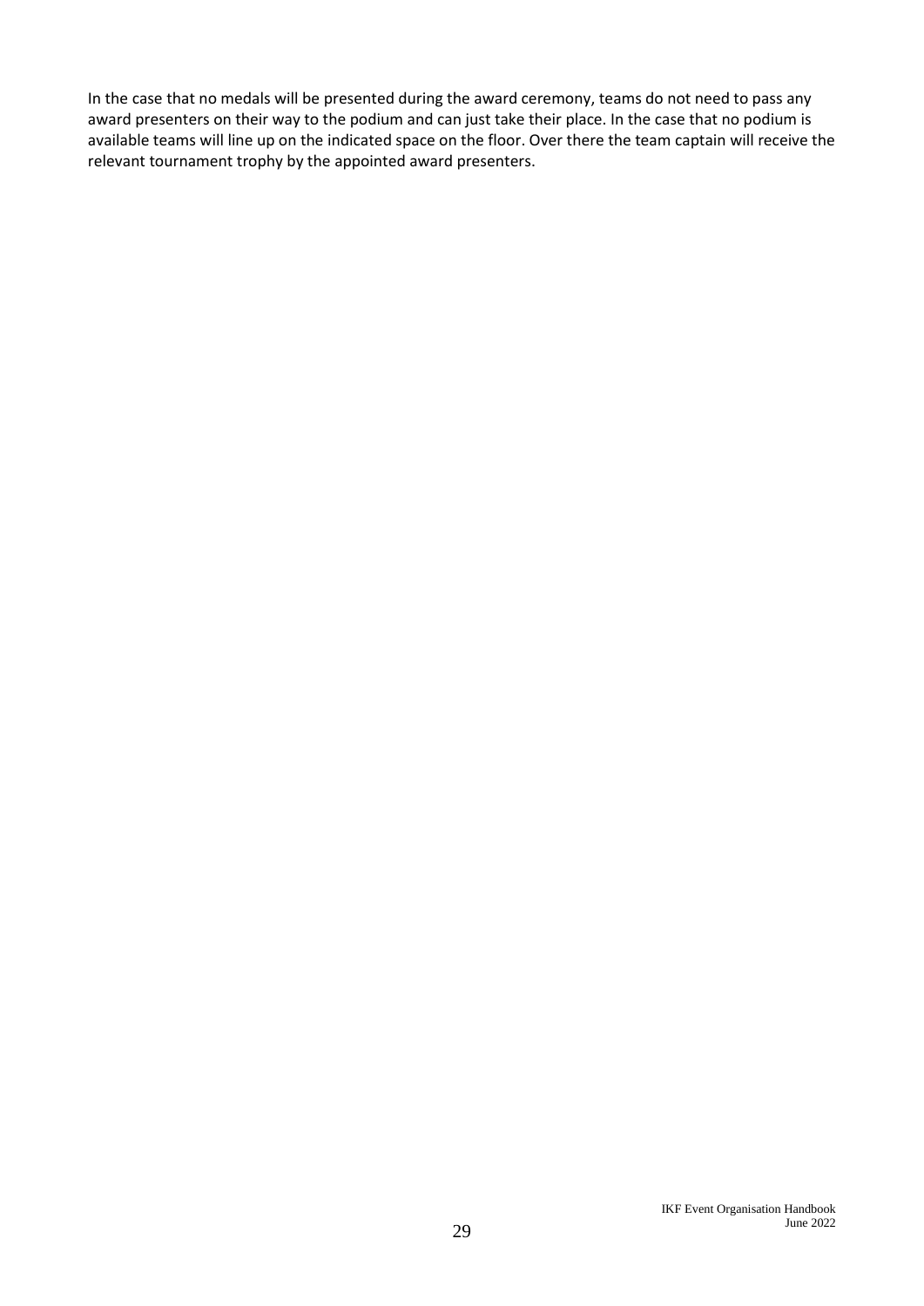In the case that no medals will be presented during the award ceremony, teams do not need to pass any award presenters on their way to the podium and can just take their place. In the case that no podium is available teams will line up on the indicated space on the floor. Over there the team captain will receive the relevant tournament trophy by the appointed award presenters.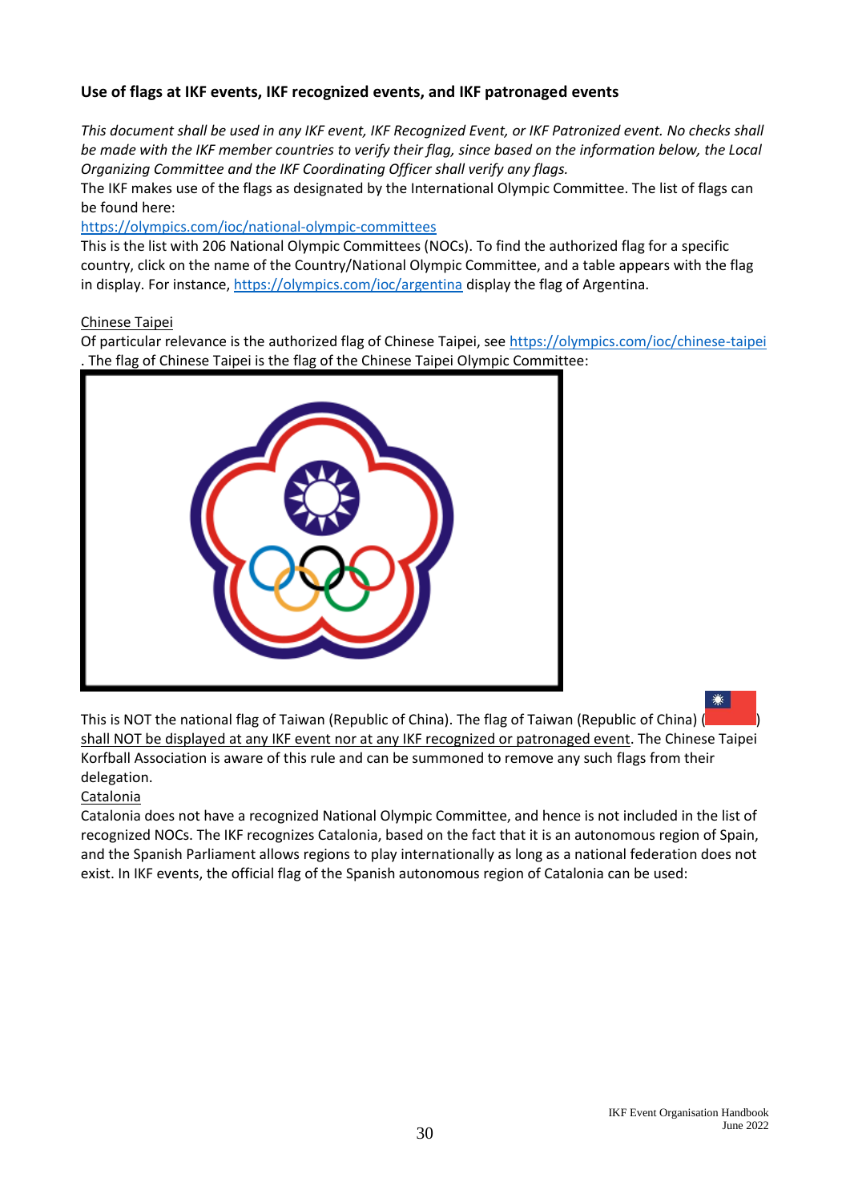**Use of flags at IKF events, IKF recognized events, and IKF patronaged events**

*This document shall be used in any IKF event, IKF Recognized Event, or IKF Patronized event. No checks shall be made with the IKF member countries to verify their flag, since based on the information below, the Local Organizing Committee and the IKF Coordinating Officer shall verify any flags.*

The IKF makes use of the flags as designated by the International Olympic Committee. The list of flags can be found here:

[https://olympics.com/ioc/national-olympic-committees](https://olympics.com/ioc/national-olympic-committees)

This is the list with 206 National Olympic Committees (NOCs). To find the authorized flag for a specific country, click on the name of the Country/National Olympic Committee, and a table appears with the flag in display. For instance, [https://olympics.com/ioc/argentina](https://olympics.com/ioc/argentina) display the flag of Argentina.

Chinese Taipei

Of particular relevance is the authorized flag of Chinese Taipei, see [https://olympics.com/ioc/chinese-taipei](https://olympics.com/ioc/chinese-taipei). The flag of Chinese Taipei is the flag of the Chinese Taipei Olympic Committee:

This is NOT the national flag of Taiwan (Republic of China). The flag of Taiwan (Republic of China) ( ) shall NOT be displayed at any IKF event nor at any IKF recognized or patronaged event. The Chinese Taipei Korfball Association is aware of this rule and can be summoned to remove any such flags from their delegation.

Catalonia

Catalonia does not have a recognized National Olympic Committee, and hence is not included in the list of recognized NOCs. The IKF recognizes Catalonia, based on the fact that it is an autonomous region of Spain, and the Spanish Parliament allows regions to play internationally as long as a national federation does not exist. In IKF events, the official flag of the Spanish autonomous region of Catalonia can be used: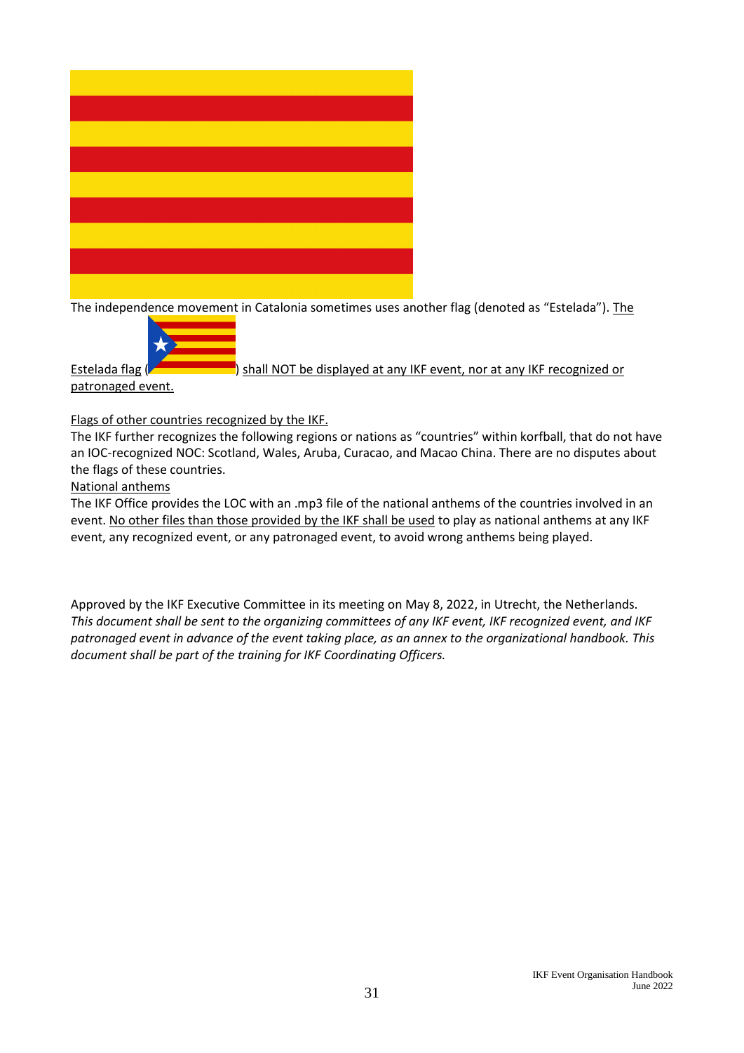The independence movement in Catalonia sometimes uses another flag (denoted as "Estelada"). The Estelada flag () shall NOT be displayed at any IKF event, nor at any IKF recognized or patronaged event.

Flags of other countries recognized by the IKF.

The IKF further recognizes the following regions or nations as "countries" within korfball, that do not have an IOC-recognized NOC: Scotland, Wales, Aruba, Curacao, and Macao China. There are no disputes about the flags of these countries.

National anthems

The IKF Office provides the LOC with an .mp3 file of the national anthems of the countries involved in an event. No other files than those provided by the IKF shall be used to play as national anthems at any IKF event, any recognized event, or any patronaged event, to avoid wrong anthems being played.

Approved by the IKF Executive Committee in its meeting on May 8, 2022, in Utrecht, the Netherlands.
*This document shall be sent to the organizing committees of any IKF event, IKF recognized event, and IKF patronaged event in advance of the event taking place, as an annex to the organizational handbook. This document shall be part of the training for IKF Coordinating Officers.*